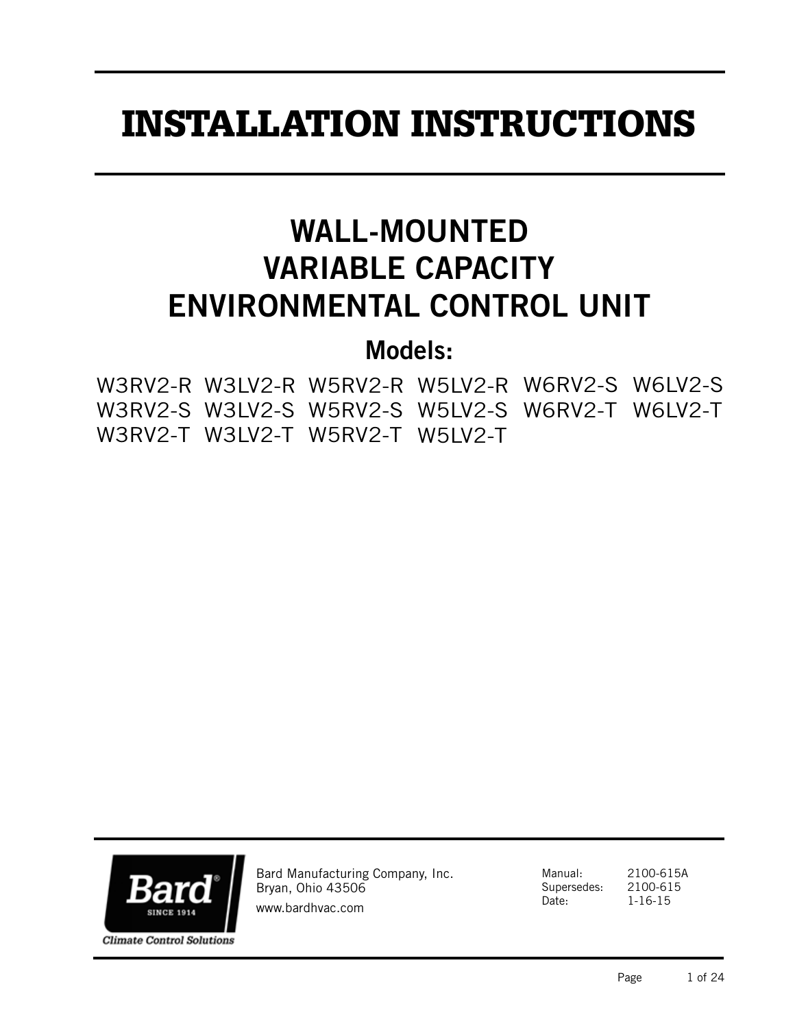# INSTALLATION INSTRUCTIONS

## WALL-MOUNTED VARIABLE CAPACITY ENVIRONMENTAL CONTROL UNIT

### Models:

| | | | | | |
|---|---|---|---|---|---|
| W3RV2-R | W3LV2-R | W5RV2-R | W5LV2-R | W6RV2-S | W6LV2-S |
| W3RV2-S | W3LV2-S | W5RV2-S | W5LV2-S | W6RV2-T | W6LV2-T |
| W3RV2-T | W3LV2-T | W5RV2-T | W5LV2-T | | |

Bard
SINCE 1914
Climate Control Solutions

Bard Manufacturing Company, Inc.
Bryan, Ohio 43506
www.bardhvac.com

Manual: 2100-615A
Supersedes: 2100-615
Date: 1-16-15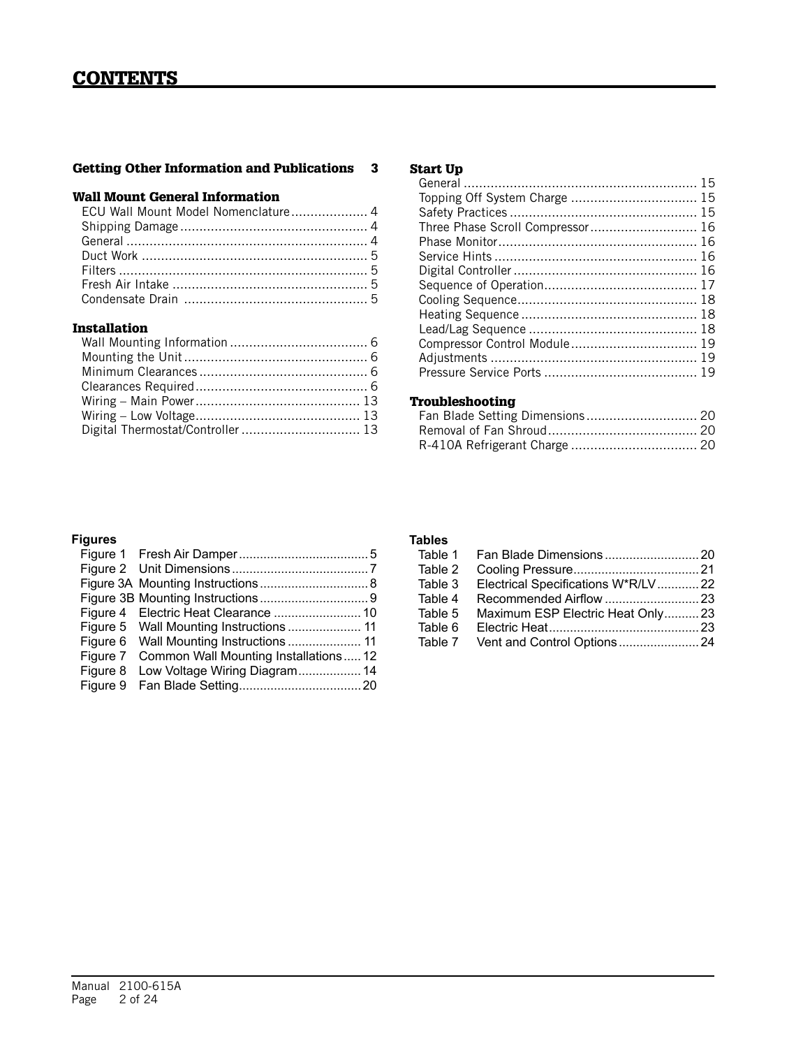# CONTENTS

**Getting Other Information and Publications 3**

**Wall Mount General Information**

- ECU Wall Mount Model Nomenclature .................... 4
- Shipping Damage ................................................. 4
- General ................................................................ 4
- Duct Work ........................................................... 5
- Filters .................................................................. 5
- Fresh Air Intake ................................................... 5
- Condensate Drain ................................................ 5

**Installation**

- Wall Mounting Information .................................... 6
- Mounting the Unit ................................................ 6
- Minimum Clearances ............................................ 6
- Clearances Required ............................................. 6
- Wiring – Main Power ........................................... 13
- Wiring – Low Voltage ........................................... 13
- Digital Thermostat/Controller ............................... 13

**Start Up**

- General ............................................................. 15
- Topping Off System Charge ................................. 15
- Safety Practices ................................................. 15
- Three Phase Scroll Compressor ............................ 16
- Phase Monitor .................................................... 16
- Service Hints ..................................................... 16
- Digital Controller ................................................ 16
- Sequence of Operation ........................................ 17
- Cooling Sequence ............................................... 18
- Heating Sequence ............................................... 18
- Lead/Lag Sequence ............................................ 18
- Compressor Control Module ................................. 19
- Adjustments ...................................................... 19
- Pressure Service Ports ........................................ 19

**Troubleshooting**

- Fan Blade Setting Dimensions ............................. 20
- Removal of Fan Shroud ....................................... 20
- R-410A Refrigerant Charge ................................. 20

**Figures**

- Figure 1 Fresh Air Damper ..................................... 5
- Figure 2 Unit Dimensions ....................................... 7
- Figure 3A Mounting Instructions ............................... 8
- Figure 3B Mounting Instructions ............................... 9
- Figure 4 Electric Heat Clearance ......................... 10
- Figure 5 Wall Mounting Instructions ..................... 11
- Figure 6 Wall Mounting Instructions ..................... 11
- Figure 7 Common Wall Mounting Installations ..... 12
- Figure 8 Low Voltage Wiring Diagram .................. 14
- Figure 9 Fan Blade Setting .................................. 20

**Tables**

- Table 1 Fan Blade Dimensions ........................... 20
- Table 2 Cooling Pressure .................................... 21
- Table 3 Electrical Specifications W*R/LV ............ 22
- Table 4 Recommended Airflow ........................... 23
- Table 5 Maximum ESP Electric Heat Only .......... 23
- Table 6 Electric Heat .......................................... 23
- Table 7 Vent and Control Options ....................... 24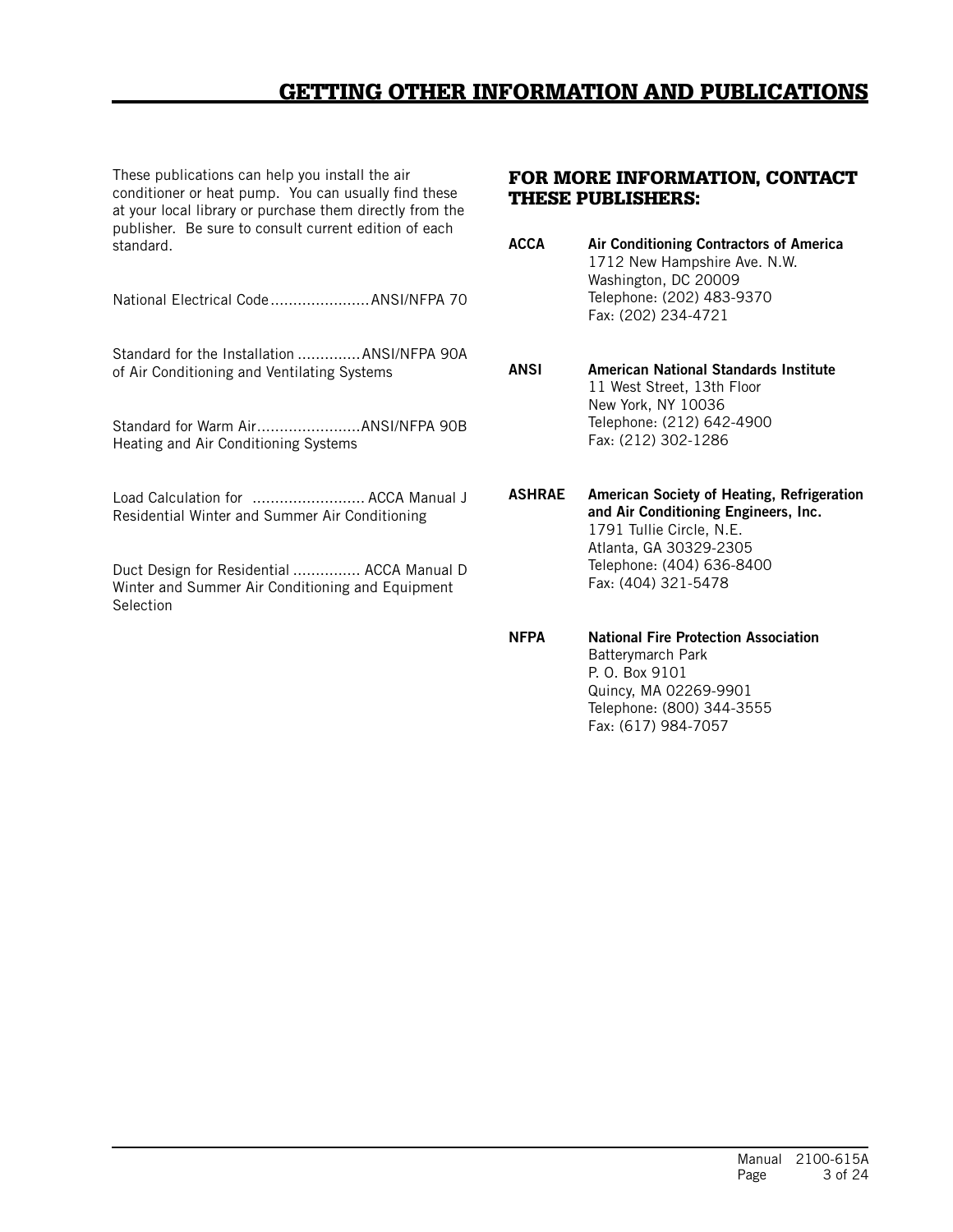# GETTING OTHER INFORMATION AND PUBLICATIONS

These publications can help you install the air conditioner or heat pump. You can usually find these at your local library or purchase them directly from the publisher. Be sure to consult current edition of each standard.

National Electrical Code......................ANSI/NFPA 70

Standard for the Installation ..............ANSI/NFPA 90A
of Air Conditioning and Ventilating Systems

Standard for Warm Air.......................ANSI/NFPA 90B
Heating and Air Conditioning Systems

Load Calculation for ......................... ACCA Manual J
Residential Winter and Summer Air Conditioning

Duct Design for Residential ............... ACCA Manual D
Winter and Summer Air Conditioning and Equipment Selection

## FOR MORE INFORMATION, CONTACT THESE PUBLISHERS:

**ACCA** — **Air Conditioning Contractors of America**
1712 New Hampshire Ave. N.W.
Washington, DC 20009
Telephone: (202) 483-9370
Fax: (202) 234-4721

**ANSI** — **American National Standards Institute**
11 West Street, 13th Floor
New York, NY 10036
Telephone: (212) 642-4900
Fax: (212) 302-1286

**ASHRAE** — **American Society of Heating, Refrigeration and Air Conditioning Engineers, Inc.**
1791 Tullie Circle, N.E.
Atlanta, GA 30329-2305
Telephone: (404) 636-8400
Fax: (404) 321-5478

**NFPA** — **National Fire Protection Association**
Batterymarch Park
P. O. Box 9101
Quincy, MA 02269-9901
Telephone: (800) 344-3555
Fax: (617) 984-7057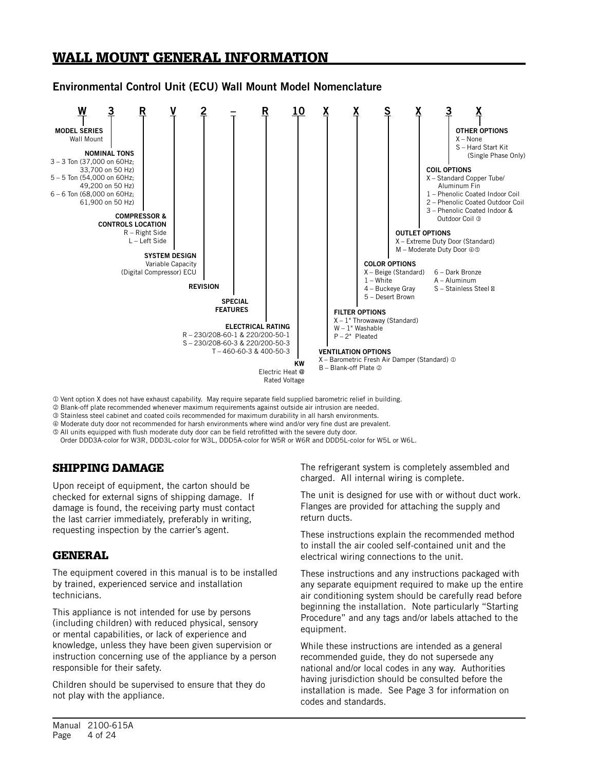# WALL MOUNT GENERAL INFORMATION

## Environmental Control Unit (ECU) Wall Mount Model Nomenclature

**W 3 R V 2 – R 10 X X S X 3 X**

**MODEL SERIES**
Wall Mount

**NOMINAL TONS**
3 – 3 Ton (37,000 on 60Hz; 33,700 on 50 Hz)
5 – 5 Ton (54,000 on 60Hz; 49,200 on 50 Hz)
6 – 6 Ton (68,000 on 60Hz; 61,900 on 50 Hz)

**COMPRESSOR & CONTROLS LOCATION**
R – Right Side
L – Left Side

**SYSTEM DESIGN**
Variable Capacity (Digital Compressor) ECU

**REVISION**

**SPECIAL FEATURES**

**ELECTRICAL RATING**
R – 230/208-60-1 & 220/200-50-1
S – 230/208-60-3 & 220/200-50-3
T – 460-60-3 & 400-50-3

**KW**
Electric Heat @ Rated Voltage

**VENTILATION OPTIONS**
X – Barometric Fresh Air Damper (Standard) ①
B – Blank-off Plate ②

**FILTER OPTIONS**
X – 1" Throwaway (Standard)
W – 1" Washable
P – 2" Pleated

**COLOR OPTIONS**
X – Beige (Standard)
1 – White
4 – Buckeye Gray
5 – Desert Brown
6 – Dark Bronze
A – Aluminum
S – Stainless Steel ③

**OUTLET OPTIONS**
X – Extreme Duty Door (Standard)
M – Moderate Duty Door ④⑤

**COIL OPTIONS**
X – Standard Copper Tube/Aluminum Fin
1 – Phenolic Coated Indoor Coil
2 – Phenolic Coated Outdoor Coil
3 – Phenolic Coated Indoor & Outdoor Coil ③

**OTHER OPTIONS**
X – None
S – Hard Start Kit (Single Phase Only)

① Vent option X does not have exhaust capability. May require separate field supplied barometric relief in building.
② Blank-off plate recommended whenever maximum requirements against outside air intrusion are needed.
③ Stainless steel cabinet and coated coils recommended for maximum durability in all harsh environments.
④ Moderate duty door not recommended for harsh environments where wind and/or very fine dust are prevalent.
⑤ All units equipped with flush moderate duty door can be field retrofitted with the severe duty door.
Order DDD3A-color for W3R, DDD3L-color for W3L, DDD5A-color for W5R or W6R and DDD5L-color for W5L or W6L.

## SHIPPING DAMAGE

Upon receipt of equipment, the carton should be checked for external signs of shipping damage. If damage is found, the receiving party must contact the last carrier immediately, preferably in writing, requesting inspection by the carrier's agent.

## GENERAL

The equipment covered in this manual is to be installed by trained, experienced service and installation technicians.

This appliance is not intended for use by persons (including children) with reduced physical, sensory or mental capabilities, or lack of experience and knowledge, unless they have been given supervision or instruction concerning use of the appliance by a person responsible for their safety.

Children should be supervised to ensure that they do not play with the appliance.

The refrigerant system is completely assembled and charged. All internal wiring is complete.

The unit is designed for use with or without duct work. Flanges are provided for attaching the supply and return ducts.

These instructions explain the recommended method to install the air cooled self-contained unit and the electrical wiring connections to the unit.

These instructions and any instructions packaged with any separate equipment required to make up the entire air conditioning system should be carefully read before beginning the installation. Note particularly "Starting Procedure" and any tags and/or labels attached to the equipment.

While these instructions are intended as a general recommended guide, they do not supersede any national and/or local codes in any way. Authorities having jurisdiction should be consulted before the installation is made. See Page 3 for information on codes and standards.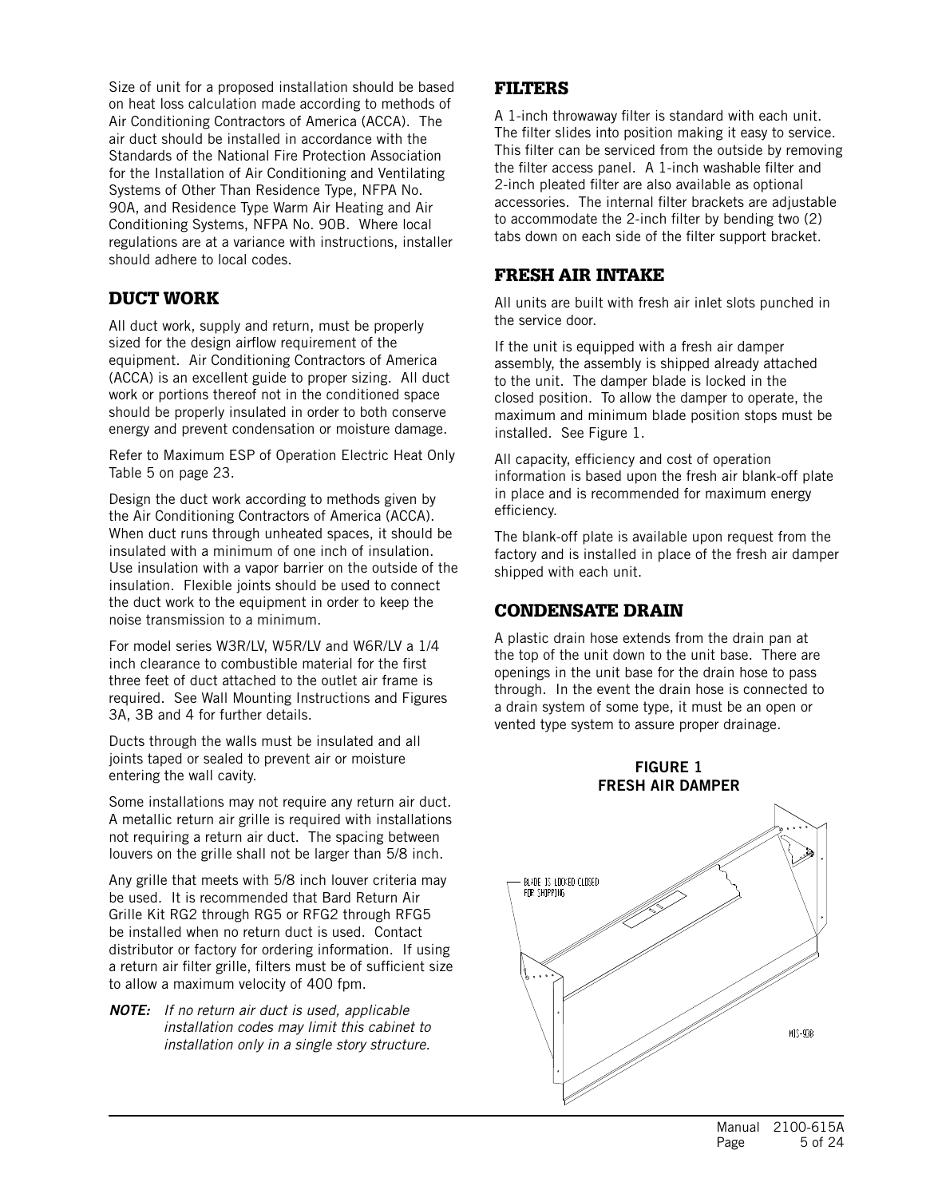Size of unit for a proposed installation should be based on heat loss calculation made according to methods of Air Conditioning Contractors of America (ACCA). The air duct should be installed in accordance with the Standards of the National Fire Protection Association for the Installation of Air Conditioning and Ventilating Systems of Other Than Residence Type, NFPA No. 90A, and Residence Type Warm Air Heating and Air Conditioning Systems, NFPA No. 90B. Where local regulations are at a variance with instructions, installer should adhere to local codes.

## DUCT WORK

All duct work, supply and return, must be properly sized for the design airflow requirement of the equipment. Air Conditioning Contractors of America (ACCA) is an excellent guide to proper sizing. All duct work or portions thereof not in the conditioned space should be properly insulated in order to both conserve energy and prevent condensation or moisture damage.

Refer to Maximum ESP of Operation Electric Heat Only Table 5 on page 23.

Design the duct work according to methods given by the Air Conditioning Contractors of America (ACCA). When duct runs through unheated spaces, it should be insulated with a minimum of one inch of insulation. Use insulation with a vapor barrier on the outside of the insulation. Flexible joints should be used to connect the duct work to the equipment in order to keep the noise transmission to a minimum.

For model series W3R/LV, W5R/LV and W6R/LV a 1/4 inch clearance to combustible material for the first three feet of duct attached to the outlet air frame is required. See Wall Mounting Instructions and Figures 3A, 3B and 4 for further details.

Ducts through the walls must be insulated and all joints taped or sealed to prevent air or moisture entering the wall cavity.

Some installations may not require any return air duct. A metallic return air grille is required with installations not requiring a return air duct. The spacing between louvers on the grille shall not be larger than 5/8 inch.

Any grille that meets with 5/8 inch louver criteria may be used. It is recommended that Bard Return Air Grille Kit RG2 through RG5 or RFG2 through RFG5 be installed when no return duct is used. Contact distributor or factory for ordering information. If using a return air filter grille, filters must be of sufficient size to allow a maximum velocity of 400 fpm.

***NOTE:*** *If no return air duct is used, applicable installation codes may limit this cabinet to installation only in a single story structure.*

## FILTERS

A 1-inch throwaway filter is standard with each unit. The filter slides into position making it easy to service. This filter can be serviced from the outside by removing the filter access panel. A 1-inch washable filter and 2-inch pleated filter are also available as optional accessories. The internal filter brackets are adjustable to accommodate the 2-inch filter by bending two (2) tabs down on each side of the filter support bracket.

## FRESH AIR INTAKE

All units are built with fresh air inlet slots punched in the service door.

If the unit is equipped with a fresh air damper assembly, the assembly is shipped already attached to the unit. The damper blade is locked in the closed position. To allow the damper to operate, the maximum and minimum blade position stops must be installed. See Figure 1.

All capacity, efficiency and cost of operation information is based upon the fresh air blank-off plate in place and is recommended for maximum energy efficiency.

The blank-off plate is available upon request from the factory and is installed in place of the fresh air damper shipped with each unit.

## CONDENSATE DRAIN

A plastic drain hose extends from the drain pan at the top of the unit down to the unit base. There are openings in the unit base for the drain hose to pass through. In the event the drain hose is connected to a drain system of some type, it must be an open or vented type system to assure proper drainage.

**FIGURE 1**
**FRESH AIR DAMPER**

BLADE IS LOCKED CLOSED FOR SHIPPING

MIS-998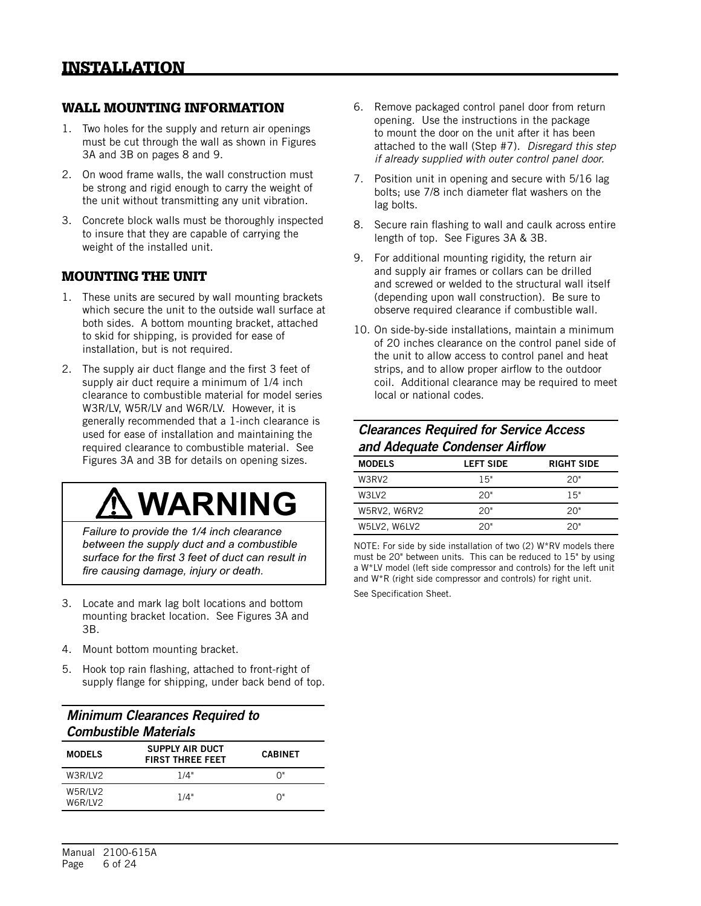# INSTALLATION

## WALL MOUNTING INFORMATION

1. Two holes for the supply and return air openings must be cut through the wall as shown in Figures 3A and 3B on pages 8 and 9.
2. On wood frame walls, the wall construction must be strong and rigid enough to carry the weight of the unit without transmitting any unit vibration.
3. Concrete block walls must be thoroughly inspected to insure that they are capable of carrying the weight of the installed unit.

## MOUNTING THE UNIT

1. These units are secured by wall mounting brackets which secure the unit to the outside wall surface at both sides. A bottom mounting bracket, attached to skid for shipping, is provided for ease of installation, but is not required.
2. The supply air duct flange and the first 3 feet of supply air duct require a minimum of 1/4 inch clearance to combustible material for model series W3R/LV, W5R/LV and W6R/LV. However, it is generally recommended that a 1-inch clearance is used for ease of installation and maintaining the required clearance to combustible material. See Figures 3A and 3B for details on opening sizes.

> **⚠ WARNING**
>
> *Failure to provide the 1/4 inch clearance between the supply duct and a combustible surface for the first 3 feet of duct can result in fire causing damage, injury or death.*

3. Locate and mark lag bolt locations and bottom mounting bracket location. See Figures 3A and 3B.
4. Mount bottom mounting bracket.
5. Hook top rain flashing, attached to front-right of supply flange for shipping, under back bend of top.

***Minimum Clearances Required to Combustible Materials***

| MODELS | SUPPLY AIR DUCT FIRST THREE FEET | CABINET |
|---|---|---|
| W3R/LV2 | 1/4" | 0" |
| W5R/LV2 W6R/LV2 | 1/4" | 0" |

6. Remove packaged control panel door from return opening. Use the instructions in the package to mount the door on the unit after it has been attached to the wall (Step #7). *Disregard this step if already supplied with outer control panel door.*
7. Position unit in opening and secure with 5/16 lag bolts; use 7/8 inch diameter flat washers on the lag bolts.
8. Secure rain flashing to wall and caulk across entire length of top. See Figures 3A & 3B.
9. For additional mounting rigidity, the return air and supply air frames or collars can be drilled and screwed or welded to the structural wall itself (depending upon wall construction). Be sure to observe required clearance if combustible wall.
10. On side-by-side installations, maintain a minimum of 20 inches clearance on the control panel side of the unit to allow access to control panel and heat strips, and to allow proper airflow to the outdoor coil. Additional clearance may be required to meet local or national codes.

***Clearances Required for Service Access and Adequate Condenser Airflow***

| MODELS | LEFT SIDE | RIGHT SIDE |
|---|---|---|
| W3RV2 | 15" | 20" |
| W3LV2 | 20" | 15" |
| W5RV2, W6RV2 | 20" | 20" |
| W5LV2, W6LV2 | 20" | 20" |

NOTE: For side by side installation of two (2) W*RV models there must be 20" between units. This can be reduced to 15" by using a W*LV model (left side compressor and controls) for the left unit and W*R (right side compressor and controls) for right unit.

See Specification Sheet.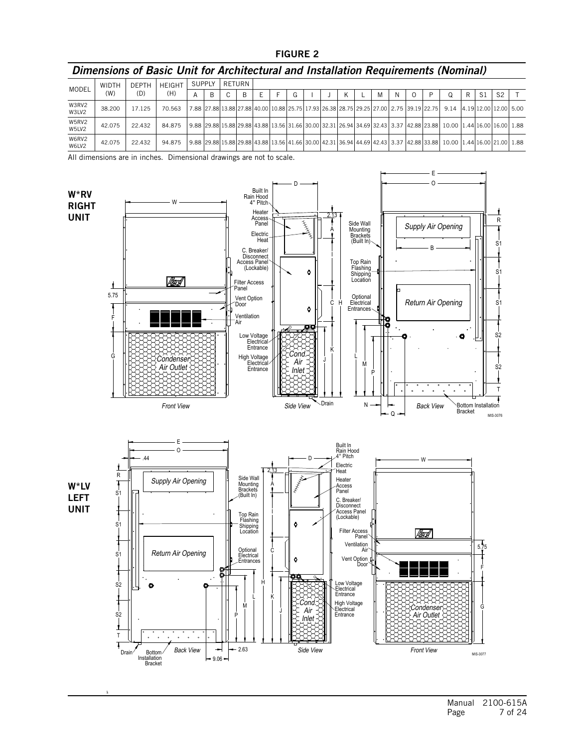**FIGURE 2**

## *Dimensions of Basic Unit for Architectural and Installation Requirements (Nominal)*

| MODEL | WIDTH (W) | DEPTH (D) | HEIGHT (H) | SUPPLY | | RETURN | | | | | | | | | | | | | | | | | |
|---|---|---|---|---|---|---|---|---|---|---|---|---|---|---|---|---|---|---|---|---|---|---|---|
| | | | | A | B | C | B | E | F | G | I | J | K | L | M | N | O | P | Q | R | S1 | S2 | T |
| W3RV2 W3LV2 | 38.200 | 17.125 | 70.563 | 7.88 | 27.88 | 13.88 | 27.88 | 40.00 | 10.88 | 25.75 | 17.93 | 26.38 | 28.75 | 29.25 | 27.00 | 2.75 | 39.19 | 22.75 | 9.14 | 4.19 | 12.00 | 12.00 | 5.00 |
| W5RV2 W5LV2 | 42.075 | 22.432 | 84.875 | 9.88 | 29.88 | 15.88 | 29.88 | 43.88 | 13.56 | 31.66 | 30.00 | 32.31 | 26.94 | 34.69 | 32.43 | 3.37 | 42.88 | 23.88 | 10.00 | 1.44 | 16.00 | 16.00 | 1.88 |
| W6RV2 W6LV2 | 42.075 | 22.432 | 94.875 | 9.88 | 29.88 | 15.88 | 29.88 | 43.88 | 13.56 | 41.66 | 30.00 | 42.31 | 36.94 | 44.69 | 42.43 | 3.37 | 42.88 | 33.88 | 10.00 | 1.44 | 16.00 | 21.00 | 1.88 |

All dimensions are in inches. Dimensional drawings are not to scale.

**W*RV RIGHT UNIT**

Front View — Side View — Back View

MIS-3076

**W*LV LEFT UNIT**

Back View — Side View — Front View

MIS-3077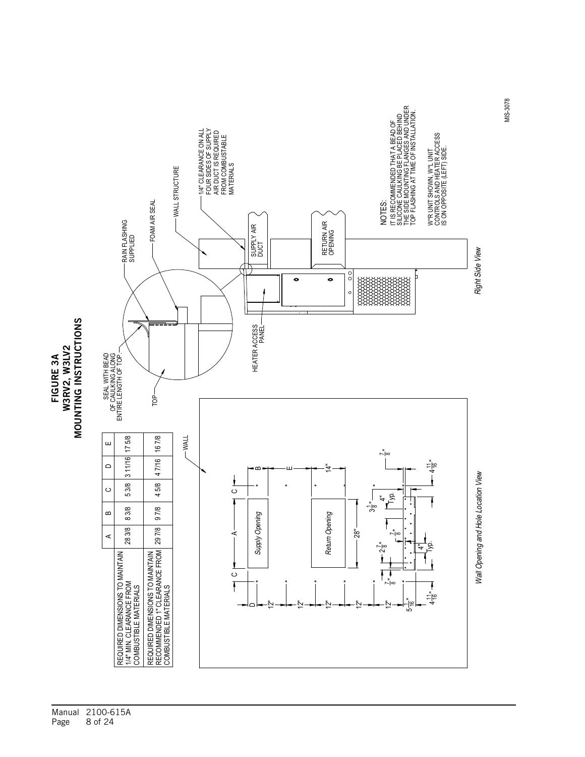# FIGURE 3A
# W3RV2, W3LV2
# MOUNTING INSTRUCTIONS

| | A | B | C | D | E |
|---|---|---|---|---|---|
| REQUIRED DIMENSIONS TO MAINTAIN 1/4" MIN. CLEARANCE FROM COMBUSTIBLE MATERIALS | 28 3/8 | 8 3/8 | 5 3/8 | 3 11/16 | 17 5/8 |
| REQUIRED DIMENSIONS TO MAINTAIN RECOMMENDED 1" CLEARANCE FROM COMBUSTIBLE MATERIALS | 29 7/8 | 9 7/8 | 4 5/8 | 4 7/16 | 16 7/8 |

WALL

Supply Opening

Return Opening

D, 12", 12", 12", 12", 12", $5\frac{1}{16}$", $4\frac{11}{16}$"

C, A, C, B, E, 14", 28", $\frac{7}{8}$", $2\frac{7}{8}$", $\frac{7}{8}$", $3\frac{1}{8}$", 4" Typ., 4" Typ., $\frac{7}{8}$", $4\frac{11}{16}$"

*Wall Opening and Hole Location View*

SEAL WITH BEAD OF CAULKING ALONG ENTIRE LENGTH OF TOP.

TOP

RAIN FLASHING SUPPLIED

FOAM AIR SEAL

WALL STRUCTURE

1/4" CLEARANCE ON ALL FOUR SIDES OF SUPPLY AIR DUCT IS REQUIRED FROM COMBUSTABLE MATERIALS

SUPPLY AIR DUCT

RETURN AIR OPENING

HEATER ACCESS PANEL

NOTES:
IT IS RECOMMENDED THAT A BEAD OF SILICONE CAULKING BE PLACED BEHIND THE SIDE MOUNTING FLANGES AND UNDER TOP FLASHING AT TIME OF INSTALLATION.

W*R UNIT SHOWN, W*L UNIT CONTROLS AND HEATER ACCESS IS ON OPPOSITE (LEFT) SIDE.

*Right Side View*

MIS-3078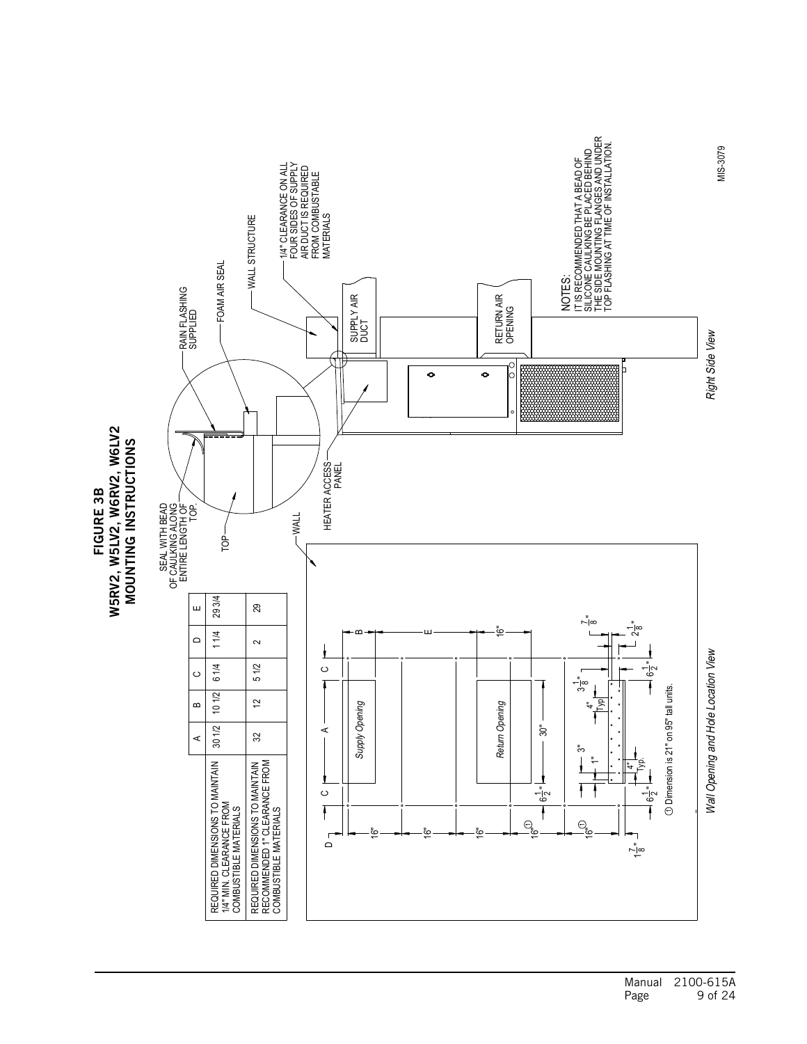# FIGURE 3B
## W5RV2, W5LV2, W6RV2, W6LV2
## MOUNTING INSTRUCTIONS

| | A | B | C | D | E |
|---|---|---|---|---|---|
| REQUIRED DIMENSIONS TO MAINTAIN 1/4" MIN. CLEARANCE FROM COMBUSTIBLE MATERIALS | 30 1/2 | 10 1/2 | 6 1/4 | 1 1/4 | 29 3/4 |
| REQUIRED DIMENSIONS TO MAINTAIN RECOMMENDED 1" CLEARANCE FROM COMBUSTIBLE MATERIALS | 32 | 12 | 5 1/2 | 2 | 29 |

SEAL WITH BEAD OF CAULKING ALONG ENTIRE LENGTH OF TOP.

TOP

RAIN FLASHING SUPPLIED

FOAM AIR SEAL

WALL STRUCTURE

1/4" CLEARANCE ON ALL FOUR SIDES OF SUPPLY AIR DUCT IS REQUIRED FROM COMBUSTABLE MATERIALS

WALL

HEATER ACCESS PANEL

SUPPLY AIR DUCT

RETURN AIR OPENING

NOTES:
IT IS RECOMMENDED THAT A BEAD OF SILICONE CAULKING BE PLACED BEHIND THE SIDE MOUNTING FLANGES AND UNDER TOP FLASHING AT TIME OF INSTALLATION.

*Right Side View*

Supply Opening

Return Opening

D, 16", 16", 16", 16"①, 16"①, 1 7/8"

C, A, C

B, E, 16", 7/8", 2 1/8"

6 1/2", 30", 3 1/8"

3", 1", 4" Typ., 4" Typ., 6 1/2", 6 1/2"

① Dimension is 21" on 95" tall units.

*Wall Opening and Hole Location View*

MIS-3079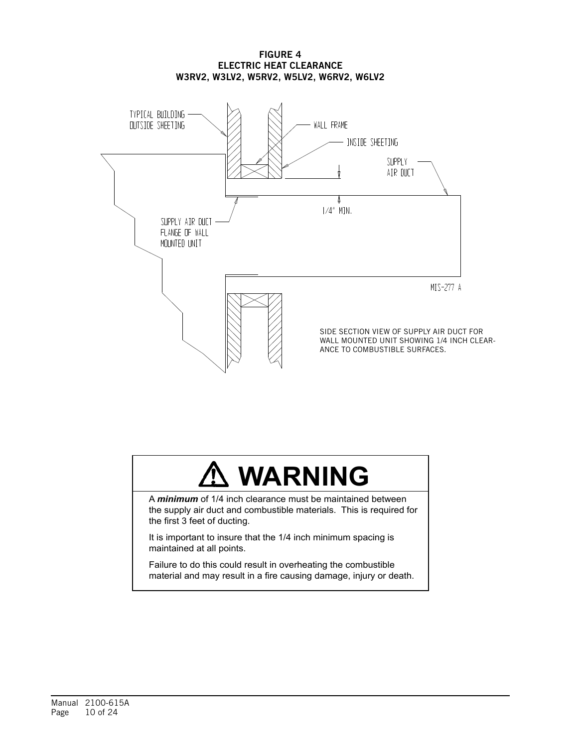**FIGURE 4**
**ELECTRIC HEAT CLEARANCE**
**W3RV2, W3LV2, W5RV2, W5LV2, W6RV2, W6LV2**

TYPICAL BUILDING OUTSIDE SHEETING

WALL FRAME

INSIDE SHEETING

SUPPLY AIR DUCT

1/4" MIN.

SUPPLY AIR DUCT FLANGE OF WALL MOUNTED UNIT

MIS-277 A

SIDE SECTION VIEW OF SUPPLY AIR DUCT FOR WALL MOUNTED UNIT SHOWING 1/4 INCH CLEARANCE TO COMBUSTIBLE SURFACES.

## ⚠ WARNING

A ***minimum*** of 1/4 inch clearance must be maintained between the supply air duct and combustible materials. This is required for the first 3 feet of ducting.

It is important to insure that the 1/4 inch minimum spacing is maintained at all points.

Failure to do this could result in overheating the combustible material and may result in a fire causing damage, injury or death.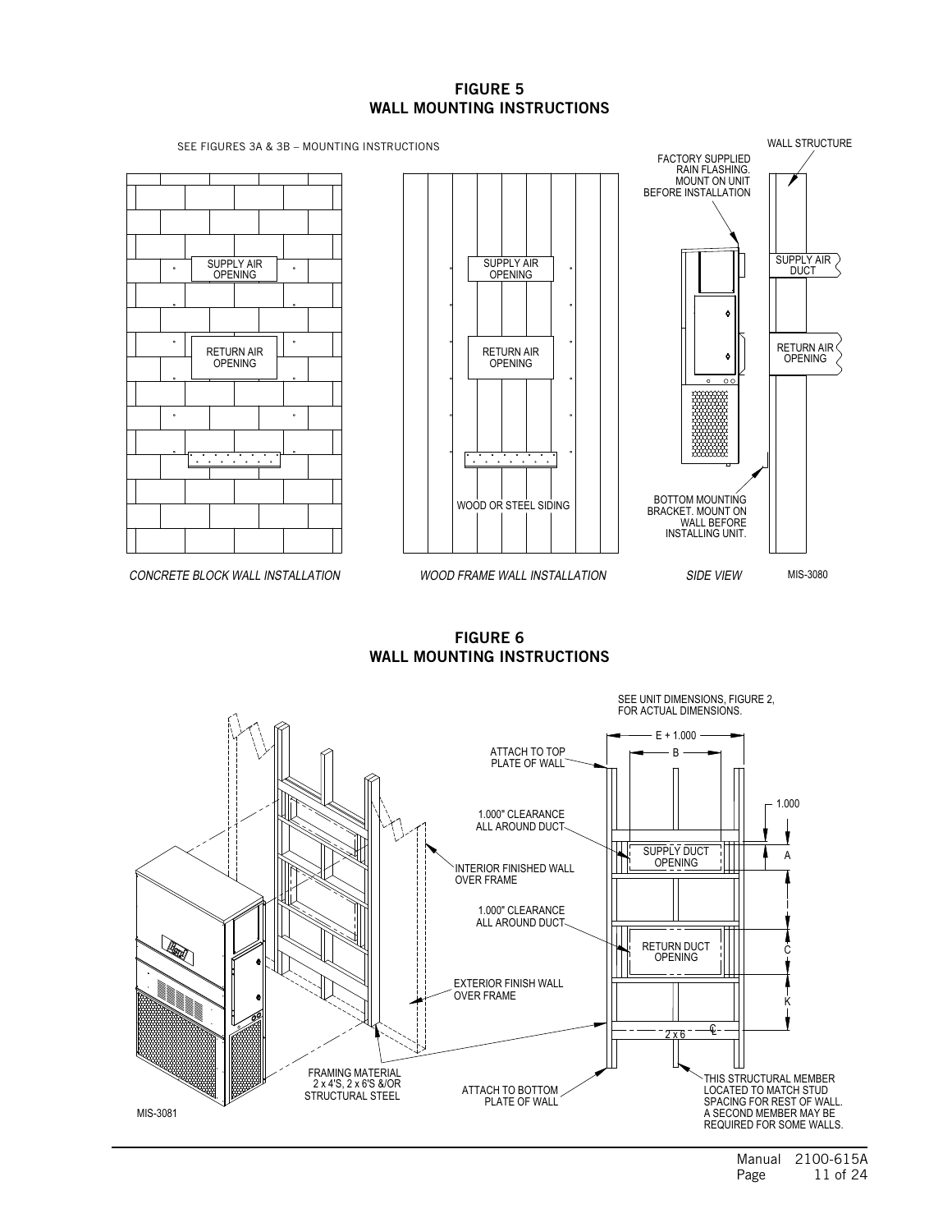## FIGURE 5
## WALL MOUNTING INSTRUCTIONS

SEE FIGURES 3A & 3B – MOUNTING INSTRUCTIONS

SUPPLY AIR OPENING

RETURN AIR OPENING

*CONCRETE BLOCK WALL INSTALLATION*

SUPPLY AIR OPENING

RETURN AIR OPENING

WOOD OR STEEL SIDING

*WOOD FRAME WALL INSTALLATION*

FACTORY SUPPLIED RAIN FLASHING. MOUNT ON UNIT BEFORE INSTALLATION

WALL STRUCTURE

SUPPLY AIR DUCT

RETURN AIR OPENING

BOTTOM MOUNTING BRACKET. MOUNT ON WALL BEFORE INSTALLING UNIT.

*SIDE VIEW*

MIS-3080

## FIGURE 6
## WALL MOUNTING INSTRUCTIONS

SEE UNIT DIMENSIONS, FIGURE 2, FOR ACTUAL DIMENSIONS.

E + 1.000

B

ATTACH TO TOP PLATE OF WALL

1.000" CLEARANCE ALL AROUND DUCT

INTERIOR FINISHED WALL OVER FRAME

1.000" CLEARANCE ALL AROUND DUCT

EXTERIOR FINISH WALL OVER FRAME

1.000

SUPPLY DUCT OPENING

A

RETURN DUCT OPENING

C

K

2 x 6

FRAMING MATERIAL 2 x 4'S, 2 x 6'S &/OR STRUCTURAL STEEL

ATTACH TO BOTTOM PLATE OF WALL

THIS STRUCTURAL MEMBER LOCATED TO MATCH STUD SPACING FOR REST OF WALL. A SECOND MEMBER MAY BE REQUIRED FOR SOME WALLS.

MIS-3081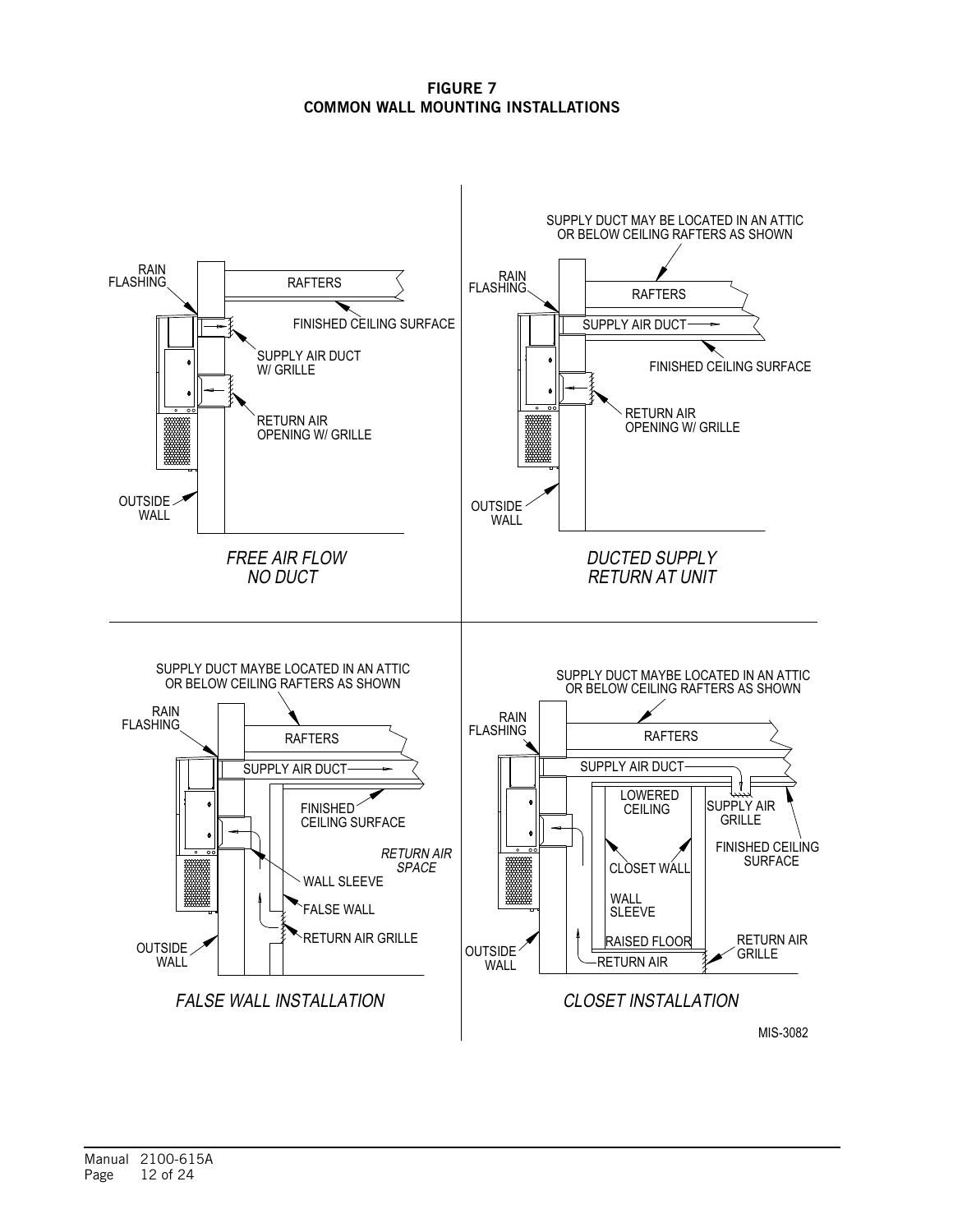**FIGURE 7**
**COMMON WALL MOUNTING INSTALLATIONS**

RAIN FLASHING

RAFTERS

FINISHED CEILING SURFACE

SUPPLY AIR DUCT W/ GRILLE

RETURN AIR OPENING W/ GRILLE

OUTSIDE WALL

*FREE AIR FLOW NO DUCT*

SUPPLY DUCT MAY BE LOCATED IN AN ATTIC OR BELOW CEILING RAFTERS AS SHOWN

RAIN FLASHING

RAFTERS

SUPPLY AIR DUCT

FINISHED CEILING SURFACE

RETURN AIR OPENING W/ GRILLE

OUTSIDE WALL

*DUCTED SUPPLY RETURN AT UNIT*

SUPPLY DUCT MAYBE LOCATED IN AN ATTIC OR BELOW CEILING RAFTERS AS SHOWN

RAIN FLASHING

RAFTERS

SUPPLY AIR DUCT

FINISHED CEILING SURFACE

*RETURN AIR SPACE*

WALL SLEEVE

FALSE WALL

RETURN AIR GRILLE

OUTSIDE WALL

*FALSE WALL INSTALLATION*

SUPPLY DUCT MAYBE LOCATED IN AN ATTIC OR BELOW CEILING RAFTERS AS SHOWN

RAIN FLASHING

RAFTERS

SUPPLY AIR DUCT

LOWERED CEILING

SUPPLY AIR GRILLE

FINISHED CEILING SURFACE

CLOSET WALL

WALL SLEEVE

RAISED FLOOR

RETURN AIR GRILLE

RETURN AIR

OUTSIDE WALL

*CLOSET INSTALLATION*

MIS-3082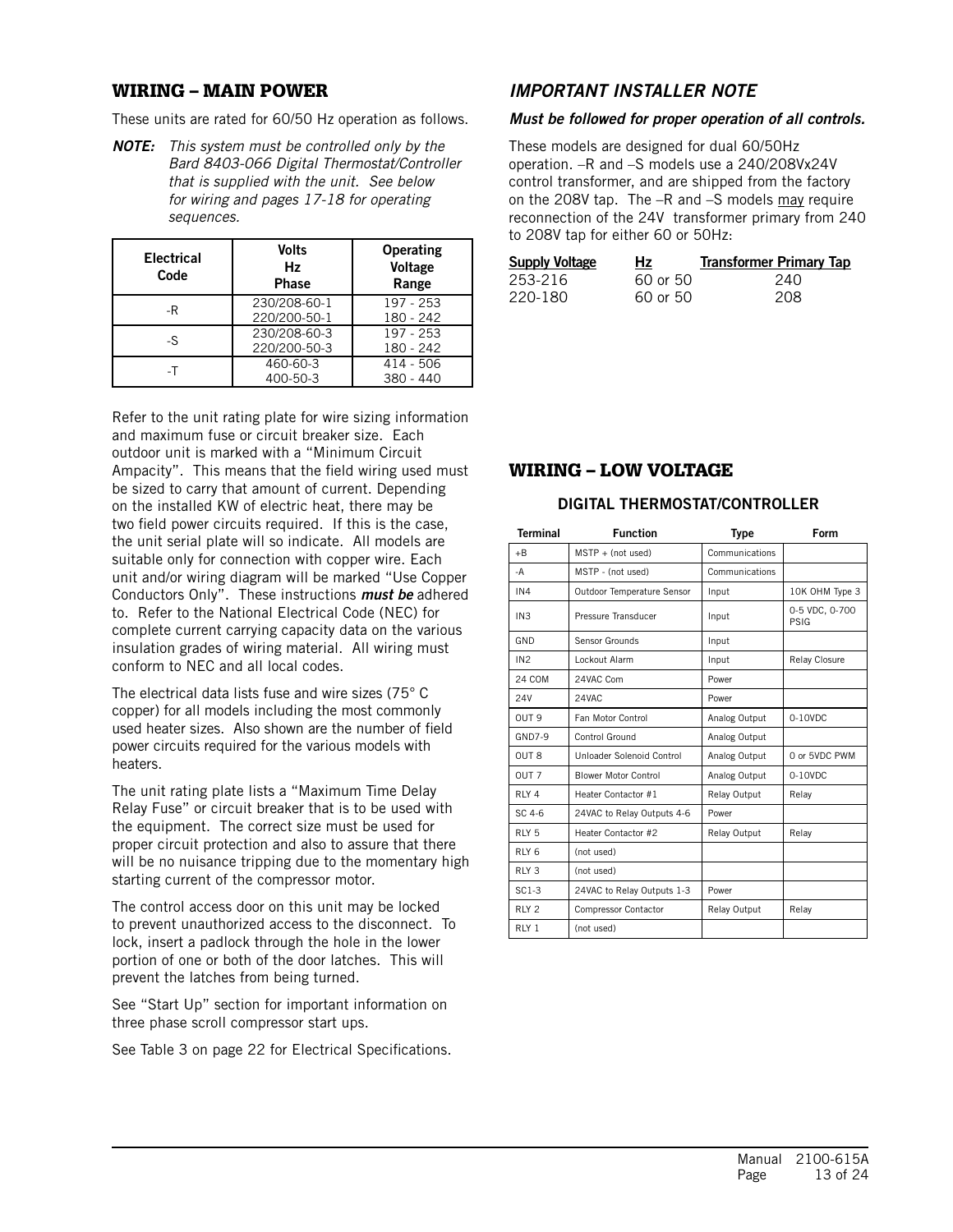## WIRING – MAIN POWER

These units are rated for 60/50 Hz operation as follows.

***NOTE:*** *This system must be controlled only by the Bard 8403-066 Digital Thermostat/Controller that is supplied with the unit. See below for wiring and pages 17-18 for operating sequences.*

| Electrical Code | Volts Hz Phase | Operating Voltage Range |
|---|---|---|
| -R | 230/208-60-1<br>220/200-50-1 | 197 - 253<br>180 - 242 |
| -S | 230/208-60-3<br>220/200-50-3 | 197 - 253<br>180 - 242 |
| -T | 460-60-3<br>400-50-3 | 414 - 506<br>380 - 440 |

Refer to the unit rating plate for wire sizing information and maximum fuse or circuit breaker size. Each outdoor unit is marked with a "Minimum Circuit Ampacity". This means that the field wiring used must be sized to carry that amount of current. Depending on the installed KW of electric heat, there may be two field power circuits required. If this is the case, the unit serial plate will so indicate. All models are suitable only for connection with copper wire. Each unit and/or wiring diagram will be marked "Use Copper Conductors Only". These instructions ***must be*** adhered to. Refer to the National Electrical Code (NEC) for complete current carrying capacity data on the various insulation grades of wiring material. All wiring must conform to NEC and all local codes.

The electrical data lists fuse and wire sizes (75° C copper) for all models including the most commonly used heater sizes. Also shown are the number of field power circuits required for the various models with heaters.

The unit rating plate lists a "Maximum Time Delay Relay Fuse" or circuit breaker that is to be used with the equipment. The correct size must be used for proper circuit protection and also to assure that there will be no nuisance tripping due to the momentary high starting current of the compressor motor.

The control access door on this unit may be locked to prevent unauthorized access to the disconnect. To lock, insert a padlock through the hole in the lower portion of one or both of the door latches. This will prevent the latches from being turned.

See "Start Up" section for important information on three phase scroll compressor start ups.

See Table 3 on page 22 for Electrical Specifications.

## *IMPORTANT INSTALLER NOTE*

***Must be followed for proper operation of all controls.***

These models are designed for dual 60/50Hz operation. –R and –S models use a 240/208Vx24V control transformer, and are shipped from the factory on the 208V tap. The –R and –S models may require reconnection of the 24V transformer primary from 240 to 208V tap for either 60 or 50Hz:

| Supply Voltage | Hz | Transformer Primary Tap |
|---|---|---|
| 253-216 | 60 or 50 | 240 |
| 220-180 | 60 or 50 | 208 |

## WIRING – LOW VOLTAGE

### DIGITAL THERMOSTAT/CONTROLLER

| Terminal | Function | Type | Form |
|---|---|---|---|
| +B | MSTP + (not used) | Communications | |
| -A | MSTP - (not used) | Communications | |
| IN4 | Outdoor Temperature Sensor | Input | 10K OHM Type 3 |
| IN3 | Pressure Transducer | Input | 0-5 VDC, 0-700 PSIG |
| GND | Sensor Grounds | Input | |
| IN2 | Lockout Alarm | Input | Relay Closure |
| 24 COM | 24VAC Com | Power | |
| 24V | 24VAC | Power | |
| OUT 9 | Fan Motor Control | Analog Output | 0-10VDC |
| GND7-9 | Control Ground | Analog Output | |
| OUT 8 | Unloader Solenoid Control | Analog Output | 0 or 5VDC PWM |
| OUT 7 | Blower Motor Control | Analog Output | 0-10VDC |
| RLY 4 | Heater Contactor #1 | Relay Output | Relay |
| SC 4-6 | 24VAC to Relay Outputs 4-6 | Power | |
| RLY 5 | Heater Contactor #2 | Relay Output | Relay |
| RLY 6 | (not used) | | |
| RLY 3 | (not used) | | |
| SC1-3 | 24VAC to Relay Outputs 1-3 | Power | |
| RLY 2 | Compressor Contactor | Relay Output | Relay |
| RLY 1 | (not used) | | |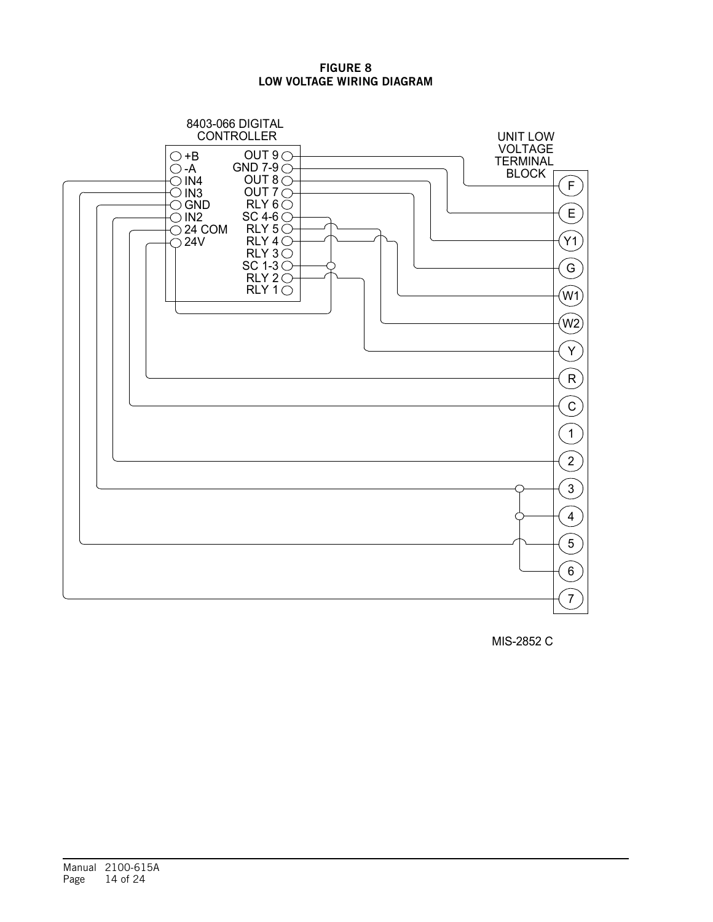**FIGURE 8**
**LOW VOLTAGE WIRING DIAGRAM**

8403-066 DIGITAL CONTROLLER

+B
-A
IN4
IN3
GND
IN2
24 COM
24V

OUT 9
GND 7-9
OUT 8
OUT 7
RLY 6
SC 4-6
RLY 5
RLY 4
RLY 3
SC 1-3
RLY 2
RLY 1

UNIT LOW VOLTAGE TERMINAL BLOCK

F
E
Y1
G
W1
W2
Y
R
C
1
2
3
4
5
6
7

MIS-2852 C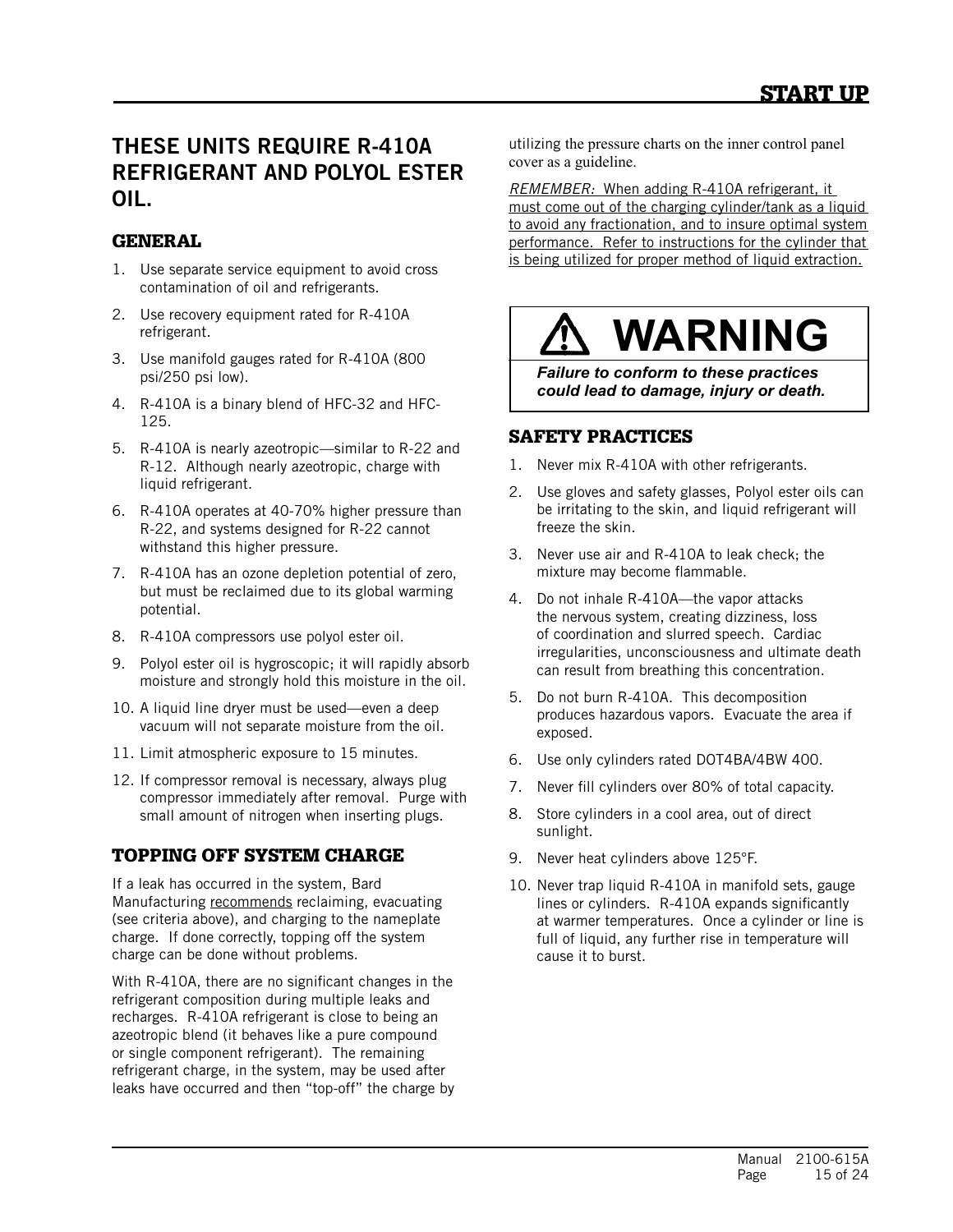# START UP

## THESE UNITS REQUIRE R-410A REFRIGERANT AND POLYOL ESTER OIL.

### GENERAL

1. Use separate service equipment to avoid cross contamination of oil and refrigerants.
2. Use recovery equipment rated for R-410A refrigerant.
3. Use manifold gauges rated for R-410A (800 psi/250 psi low).
4. R-410A is a binary blend of HFC-32 and HFC-125.
5. R-410A is nearly azeotropic—similar to R-22 and R-12. Although nearly azeotropic, charge with liquid refrigerant.
6. R-410A operates at 40-70% higher pressure than R-22, and systems designed for R-22 cannot withstand this higher pressure.
7. R-410A has an ozone depletion potential of zero, but must be reclaimed due to its global warming potential.
8. R-410A compressors use polyol ester oil.
9. Polyol ester oil is hygroscopic; it will rapidly absorb moisture and strongly hold this moisture in the oil.
10. A liquid line dryer must be used—even a deep vacuum will not separate moisture from the oil.
11. Limit atmospheric exposure to 15 minutes.
12. If compressor removal is necessary, always plug compressor immediately after removal. Purge with small amount of nitrogen when inserting plugs.

### TOPPING OFF SYSTEM CHARGE

If a leak has occurred in the system, Bard Manufacturing recommends reclaiming, evacuating (see criteria above), and charging to the nameplate charge. If done correctly, topping off the system charge can be done without problems.

With R-410A, there are no significant changes in the refrigerant composition during multiple leaks and recharges. R-410A refrigerant is close to being an azeotropic blend (it behaves like a pure compound or single component refrigerant). The remaining refrigerant charge, in the system, may be used after leaks have occurred and then "top-off" the charge by utilizing the pressure charts on the inner control panel cover as a guideline.

*REMEMBER:* When adding R-410A refrigerant, it must come out of the charging cylinder/tank as a liquid to avoid any fractionation, and to insure optimal system performance. Refer to instructions for the cylinder that is being utilized for proper method of liquid extraction.

> **⚠ WARNING**
>
> ***Failure to conform to these practices could lead to damage, injury or death.***

### SAFETY PRACTICES

1. Never mix R-410A with other refrigerants.
2. Use gloves and safety glasses, Polyol ester oils can be irritating to the skin, and liquid refrigerant will freeze the skin.
3. Never use air and R-410A to leak check; the mixture may become flammable.
4. Do not inhale R-410A—the vapor attacks the nervous system, creating dizziness, loss of coordination and slurred speech. Cardiac irregularities, unconsciousness and ultimate death can result from breathing this concentration.
5. Do not burn R-410A. This decomposition produces hazardous vapors. Evacuate the area if exposed.
6. Use only cylinders rated DOT4BA/4BW 400.
7. Never fill cylinders over 80% of total capacity.
8. Store cylinders in a cool area, out of direct sunlight.
9. Never heat cylinders above 125°F.
10. Never trap liquid R-410A in manifold sets, gauge lines or cylinders. R-410A expands significantly at warmer temperatures. Once a cylinder or line is full of liquid, any further rise in temperature will cause it to burst.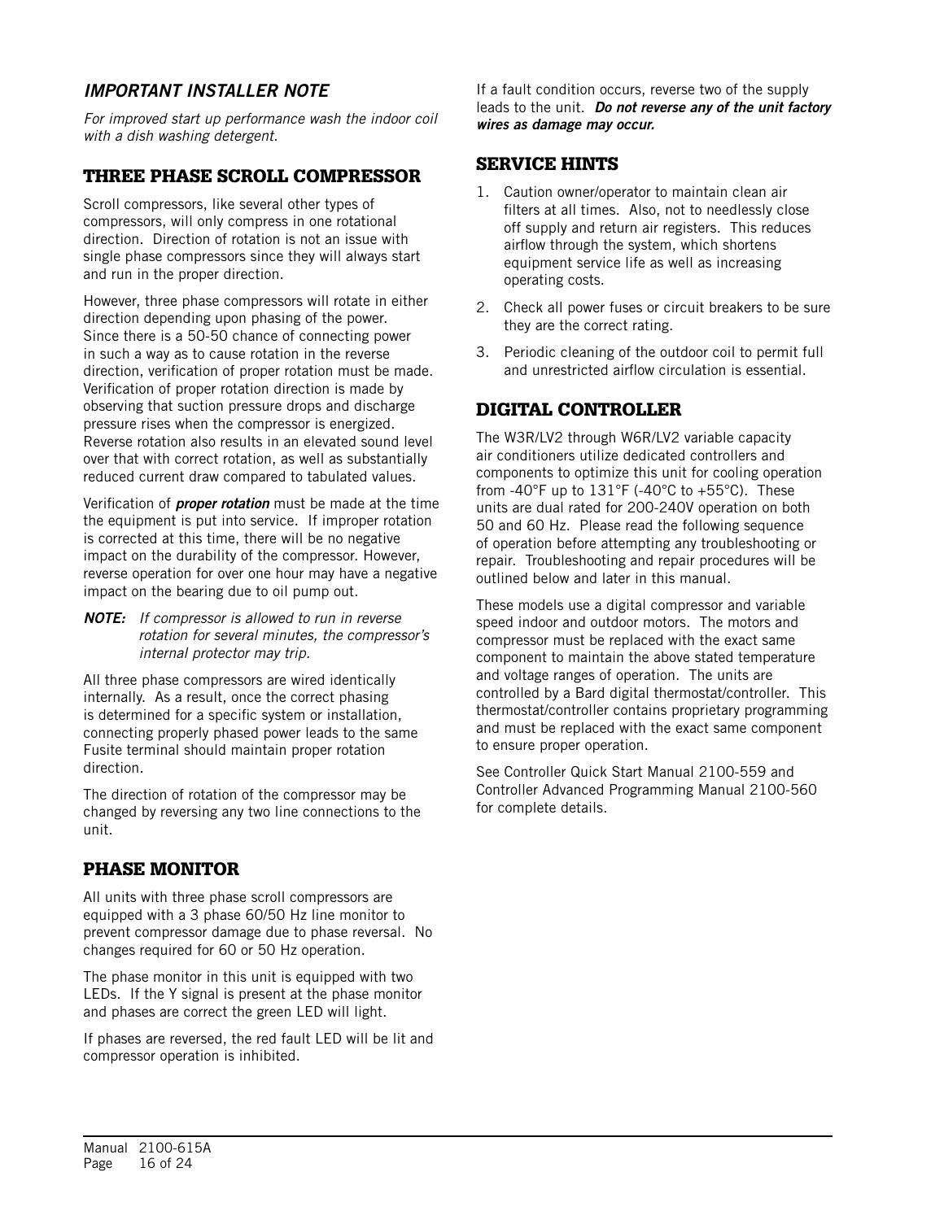### *IMPORTANT INSTALLER NOTE*

*For improved start up performance wash the indoor coil with a dish washing detergent.*

## THREE PHASE SCROLL COMPRESSOR

Scroll compressors, like several other types of compressors, will only compress in one rotational direction. Direction of rotation is not an issue with single phase compressors since they will always start and run in the proper direction.

However, three phase compressors will rotate in either direction depending upon phasing of the power. Since there is a 50-50 chance of connecting power in such a way as to cause rotation in the reverse direction, verification of proper rotation must be made. Verification of proper rotation direction is made by observing that suction pressure drops and discharge pressure rises when the compressor is energized. Reverse rotation also results in an elevated sound level over that with correct rotation, as well as substantially reduced current draw compared to tabulated values.

Verification of ***proper rotation*** must be made at the time the equipment is put into service. If improper rotation is corrected at this time, there will be no negative impact on the durability of the compressor. However, reverse operation for over one hour may have a negative impact on the bearing due to oil pump out.

***NOTE:*** *If compressor is allowed to run in reverse rotation for several minutes, the compressor's internal protector may trip.*

All three phase compressors are wired identically internally. As a result, once the correct phasing is determined for a specific system or installation, connecting properly phased power leads to the same Fusite terminal should maintain proper rotation direction.

The direction of rotation of the compressor may be changed by reversing any two line connections to the unit.

## PHASE MONITOR

All units with three phase scroll compressors are equipped with a 3 phase 60/50 Hz line monitor to prevent compressor damage due to phase reversal. No changes required for 60 or 50 Hz operation.

The phase monitor in this unit is equipped with two LEDs. If the Y signal is present at the phase monitor and phases are correct the green LED will light.

If phases are reversed, the red fault LED will be lit and compressor operation is inhibited.

If a fault condition occurs, reverse two of the supply leads to the unit. ***Do not reverse any of the unit factory wires as damage may occur.***

## SERVICE HINTS

1. Caution owner/operator to maintain clean air filters at all times. Also, not to needlessly close off supply and return air registers. This reduces airflow through the system, which shortens equipment service life as well as increasing operating costs.
2. Check all power fuses or circuit breakers to be sure they are the correct rating.
3. Periodic cleaning of the outdoor coil to permit full and unrestricted airflow circulation is essential.

## DIGITAL CONTROLLER

The W3R/LV2 through W6R/LV2 variable capacity air conditioners utilize dedicated controllers and components to optimize this unit for cooling operation from -40°F up to 131°F (-40°C to +55°C). These units are dual rated for 200-240V operation on both 50 and 60 Hz. Please read the following sequence of operation before attempting any troubleshooting or repair. Troubleshooting and repair procedures will be outlined below and later in this manual.

These models use a digital compressor and variable speed indoor and outdoor motors. The motors and compressor must be replaced with the exact same component to maintain the above stated temperature and voltage ranges of operation. The units are controlled by a Bard digital thermostat/controller. This thermostat/controller contains proprietary programming and must be replaced with the exact same component to ensure proper operation.

See Controller Quick Start Manual 2100-559 and Controller Advanced Programming Manual 2100-560 for complete details.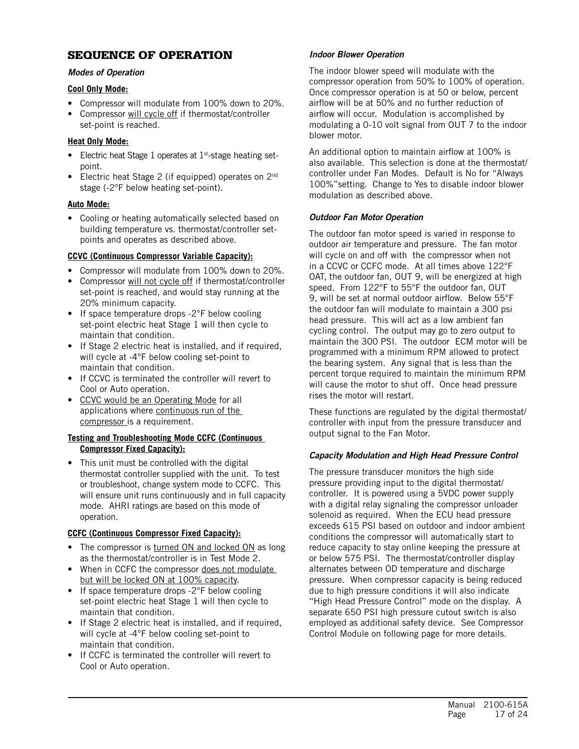# SEQUENCE OF OPERATION

***Modes of Operation***

**Cool Only Mode:**

- Compressor will modulate from 100% down to 20%.
- Compressor will cycle off if thermostat/controller set-point is reached.

**Heat Only Mode:**

- Electric heat Stage 1 operates at 1st-stage heating set-point.
- Electric heat Stage 2 (if equipped) operates on 2nd stage (-2°F below heating set-point).

**Auto Mode:**

- Cooling or heating automatically selected based on building temperature vs. thermostat/controller set-points and operates as described above.

**CCVC (Continuous Compressor Variable Capacity):**

- Compressor will modulate from 100% down to 20%.
- Compressor will not cycle off if thermostat/controller set-point is reached, and would stay running at the 20% minimum capacity.
- If space temperature drops -2°F below cooling set-point electric heat Stage 1 will then cycle to maintain that condition.
- If Stage 2 electric heat is installed, and if required, will cycle at -4°F below cooling set-point to maintain that condition.
- If CCVC is terminated the controller will revert to Cool or Auto operation.
- CCVC would be an Operating Mode for all applications where continuous run of the compressor is a requirement.

**Testing and Troubleshooting Mode CCFC (Continuous Compressor Fixed Capacity):**

- This unit must be controlled with the digital thermostat controller supplied with the unit. To test or troubleshoot, change system mode to CCFC. This will ensure unit runs continuously and in full capacity mode. AHRI ratings are based on this mode of operation.

**CCFC (Continuous Compressor Fixed Capacity):**

- The compressor is turned ON and locked ON as long as the thermostat/controller is in Test Mode 2.
- When in CCFC the compressor does not modulate but will be locked ON at 100% capacity.
- If space temperature drops -2°F below cooling set-point electric heat Stage 1 will then cycle to maintain that condition.
- If Stage 2 electric heat is installed, and if required, will cycle at -4°F below cooling set-point to maintain that condition.
- If CCFC is terminated the controller will revert to Cool or Auto operation.

***Indoor Blower Operation***

The indoor blower speed will modulate with the compressor operation from 50% to 100% of operation. Once compressor operation is at 50 or below, percent airflow will be at 50% and no further reduction of airflow will occur. Modulation is accomplished by modulating a 0-10 volt signal from OUT 7 to the indoor blower motor.

An additional option to maintain airflow at 100% is also available. This selection is done at the thermostat/controller under Fan Modes. Default is No for "Always 100%"setting. Change to Yes to disable indoor blower modulation as described above.

***Outdoor Fan Motor Operation***

The outdoor fan motor speed is varied in response to outdoor air temperature and pressure. The fan motor will cycle on and off with the compressor when not in a CCVC or CCFC mode. At all times above 122°F OAT, the outdoor fan, OUT 9, will be energized at high speed. From 122°F to 55°F the outdoor fan, OUT 9, will be set at normal outdoor airflow. Below 55°F the outdoor fan will modulate to maintain a 300 psi head pressure. This will act as a low ambient fan cycling control. The output may go to zero output to maintain the 300 PSI. The outdoor ECM motor will be programmed with a minimum RPM allowed to protect the bearing system. Any signal that is less than the percent torque required to maintain the minimum RPM will cause the motor to shut off. Once head pressure rises the motor will restart.

These functions are regulated by the digital thermostat/controller with input from the pressure transducer and output signal to the Fan Motor.

***Capacity Modulation and High Head Pressure Control***

The pressure transducer monitors the high side pressure providing input to the digital thermostat/controller. It is powered using a 5VDC power supply with a digital relay signaling the compressor unloader solenoid as required. When the ECU head pressure exceeds 615 PSI based on outdoor and indoor ambient conditions the compressor will automatically start to reduce capacity to stay online keeping the pressure at or below 575 PSI. The thermostat/controller display alternates between OD temperature and discharge pressure. When compressor capacity is being reduced due to high pressure conditions it will also indicate "High Head Pressure Control" mode on the display. A separate 650 PSI high pressure cutout switch is also employed as additional safety device. See Compressor Control Module on following page for more details.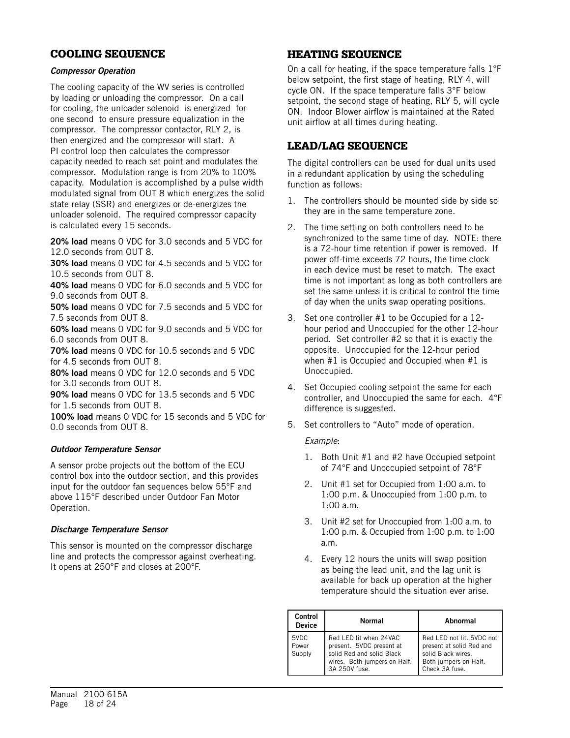## COOLING SEQUENCE

### *Compressor Operation*

The cooling capacity of the WV series is controlled by loading or unloading the compressor. On a call for cooling, the unloader solenoid is energized for one second to ensure pressure equalization in the compressor. The compressor contactor, RLY 2, is then energized and the compressor will start. A PI control loop then calculates the compressor capacity needed to reach set point and modulates the compressor. Modulation range is from 20% to 100% capacity. Modulation is accomplished by a pulse width modulated signal from OUT 8 which energizes the solid state relay (SSR) and energizes or de-energizes the unloader solenoid. The required compressor capacity is calculated every 15 seconds.

**20% load** means 0 VDC for 3.0 seconds and 5 VDC for 12.0 seconds from OUT 8.
**30% load** means 0 VDC for 4.5 seconds and 5 VDC for 10.5 seconds from OUT 8.
**40% load** means 0 VDC for 6.0 seconds and 5 VDC for 9.0 seconds from OUT 8.
**50% load** means 0 VDC for 7.5 seconds and 5 VDC for 7.5 seconds from OUT 8.
**60% load** means 0 VDC for 9.0 seconds and 5 VDC for 6.0 seconds from OUT 8.
**70% load** means 0 VDC for 10.5 seconds and 5 VDC for 4.5 seconds from OUT 8.
**80% load** means 0 VDC for 12.0 seconds and 5 VDC for 3.0 seconds from OUT 8.
**90% load** means 0 VDC for 13.5 seconds and 5 VDC for 1.5 seconds from OUT 8.
**100% load** means 0 VDC for 15 seconds and 5 VDC for 0.0 seconds from OUT 8.

### *Outdoor Temperature Sensor*

A sensor probe projects out the bottom of the ECU control box into the outdoor section, and this provides input for the outdoor fan sequences below 55°F and above 115°F described under Outdoor Fan Motor Operation.

### *Discharge Temperature Sensor*

This sensor is mounted on the compressor discharge line and protects the compressor against overheating. It opens at 250°F and closes at 200°F.

## HEATING SEQUENCE

On a call for heating, if the space temperature falls 1°F below setpoint, the first stage of heating, RLY 4, will cycle ON. If the space temperature falls 3°F below setpoint, the second stage of heating, RLY 5, will cycle ON. Indoor Blower airflow is maintained at the Rated unit airflow at all times during heating.

## LEAD/LAG SEQUENCE

The digital controllers can be used for dual units used in a redundant application by using the scheduling function as follows:

1. The controllers should be mounted side by side so they are in the same temperature zone.
2. The time setting on both controllers need to be synchronized to the same time of day. NOTE: there is a 72-hour time retention if power is removed. If power off-time exceeds 72 hours, the time clock in each device must be reset to match. The exact time is not important as long as both controllers are set the same unless it is critical to control the time of day when the units swap operating positions.
3. Set one controller #1 to be Occupied for a 12-hour period and Unoccupied for the other 12-hour period. Set controller #2 so that it is exactly the opposite. Unoccupied for the 12-hour period when #1 is Occupied and Occupied when #1 is Unoccupied.
4. Set Occupied cooling setpoint the same for each controller, and Unoccupied the same for each. 4°F difference is suggested.
5. Set controllers to "Auto" mode of operation.

   <u>Example</u>:

   1. Both Unit #1 and #2 have Occupied setpoint of 74°F and Unoccupied setpoint of 78°F
   2. Unit #1 set for Occupied from 1:00 a.m. to 1:00 p.m. & Unoccupied from 1:00 p.m. to 1:00 a.m.
   3. Unit #2 set for Unoccupied from 1:00 a.m. to 1:00 p.m. & Occupied from 1:00 p.m. to 1:00 a.m.
   4. Every 12 hours the units will swap position as being the lead unit, and the lag unit is available for back up operation at the higher temperature should the situation ever arise.

| Control Device | Normal | Abnormal |
|---|---|---|
| 5VDC Power Supply | Red LED lit when 24VAC present. 5VDC present at solid Red and solid Black wires. Both jumpers on Half. 3A 250V fuse. | Red LED not lit. 5VDC not present at solid Red and solid Black wires. Both jumpers on Half. Check 3A fuse. |

Manual 2100-615A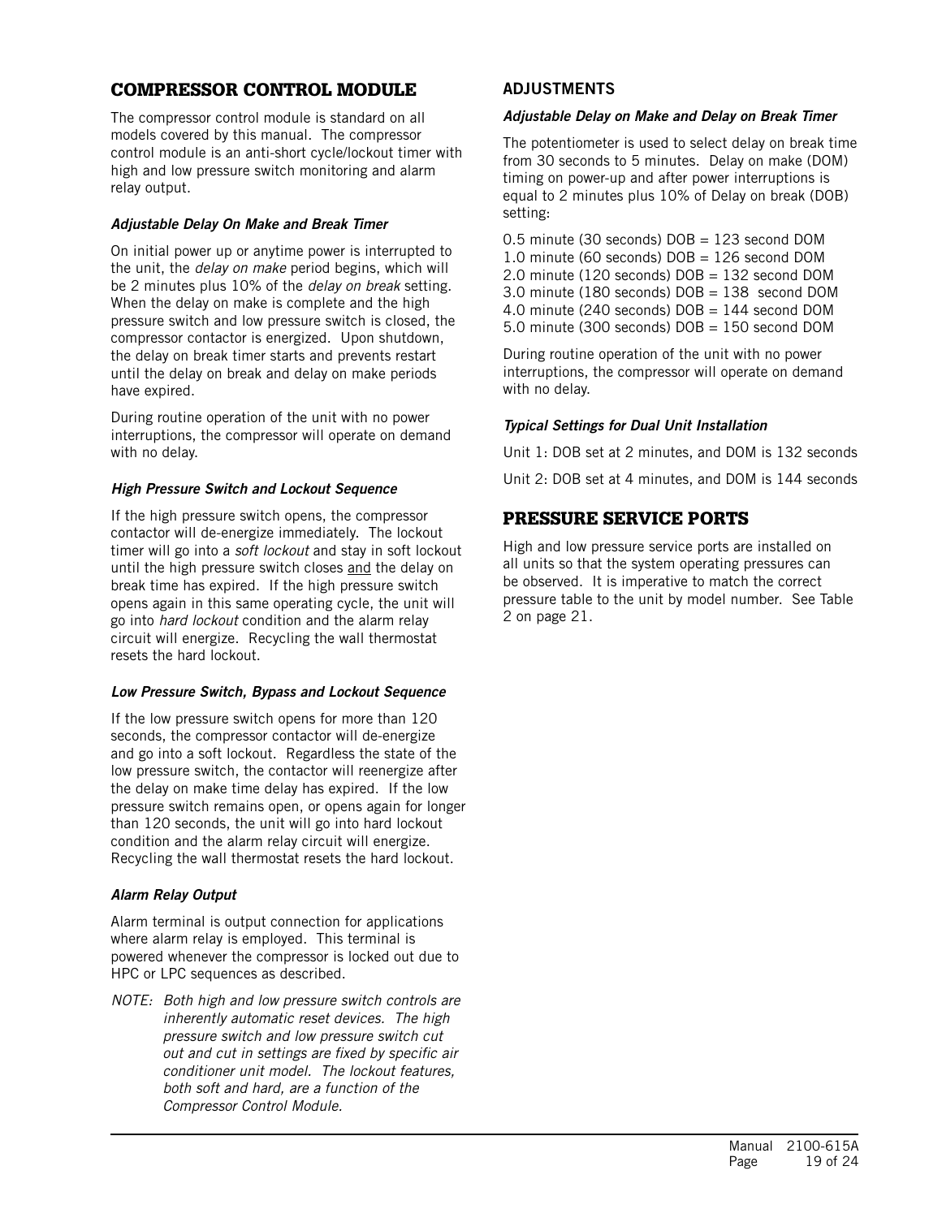## COMPRESSOR CONTROL MODULE

The compressor control module is standard on all models covered by this manual. The compressor control module is an anti-short cycle/lockout timer with high and low pressure switch monitoring and alarm relay output.

### *Adjustable Delay On Make and Break Timer*

On initial power up or anytime power is interrupted to the unit, the *delay on make* period begins, which will be 2 minutes plus 10% of the *delay on break* setting. When the delay on make is complete and the high pressure switch and low pressure switch is closed, the compressor contactor is energized. Upon shutdown, the delay on break timer starts and prevents restart until the delay on break and delay on make periods have expired.

During routine operation of the unit with no power interruptions, the compressor will operate on demand with no delay.

### *High Pressure Switch and Lockout Sequence*

If the high pressure switch opens, the compressor contactor will de-energize immediately. The lockout timer will go into a *soft lockout* and stay in soft lockout until the high pressure switch closes and the delay on break time has expired. If the high pressure switch opens again in this same operating cycle, the unit will go into *hard lockout* condition and the alarm relay circuit will energize. Recycling the wall thermostat resets the hard lockout.

### *Low Pressure Switch, Bypass and Lockout Sequence*

If the low pressure switch opens for more than 120 seconds, the compressor contactor will de-energize and go into a soft lockout. Regardless the state of the low pressure switch, the contactor will reenergize after the delay on make time delay has expired. If the low pressure switch remains open, or opens again for longer than 120 seconds, the unit will go into hard lockout condition and the alarm relay circuit will energize. Recycling the wall thermostat resets the hard lockout.

### *Alarm Relay Output*

Alarm terminal is output connection for applications where alarm relay is employed. This terminal is powered whenever the compressor is locked out due to HPC or LPC sequences as described.

*NOTE: Both high and low pressure switch controls are inherently automatic reset devices. The high pressure switch and low pressure switch cut out and cut in settings are fixed by specific air conditioner unit model. The lockout features, both soft and hard, are a function of the Compressor Control Module.*

## ADJUSTMENTS

### *Adjustable Delay on Make and Delay on Break Timer*

The potentiometer is used to select delay on break time from 30 seconds to 5 minutes. Delay on make (DOM) timing on power-up and after power interruptions is equal to 2 minutes plus 10% of Delay on break (DOB) setting:

0.5 minute (30 seconds) DOB = 123 second DOM
1.0 minute (60 seconds) DOB = 126 second DOM
2.0 minute (120 seconds) DOB = 132 second DOM
3.0 minute (180 seconds) DOB = 138 second DOM
4.0 minute (240 seconds) DOB = 144 second DOM
5.0 minute (300 seconds) DOB = 150 second DOM

During routine operation of the unit with no power interruptions, the compressor will operate on demand with no delay.

### *Typical Settings for Dual Unit Installation*

Unit 1: DOB set at 2 minutes, and DOM is 132 seconds

Unit 2: DOB set at 4 minutes, and DOM is 144 seconds

## PRESSURE SERVICE PORTS

High and low pressure service ports are installed on all units so that the system operating pressures can be observed. It is imperative to match the correct pressure table to the unit by model number. See Table 2 on page 21.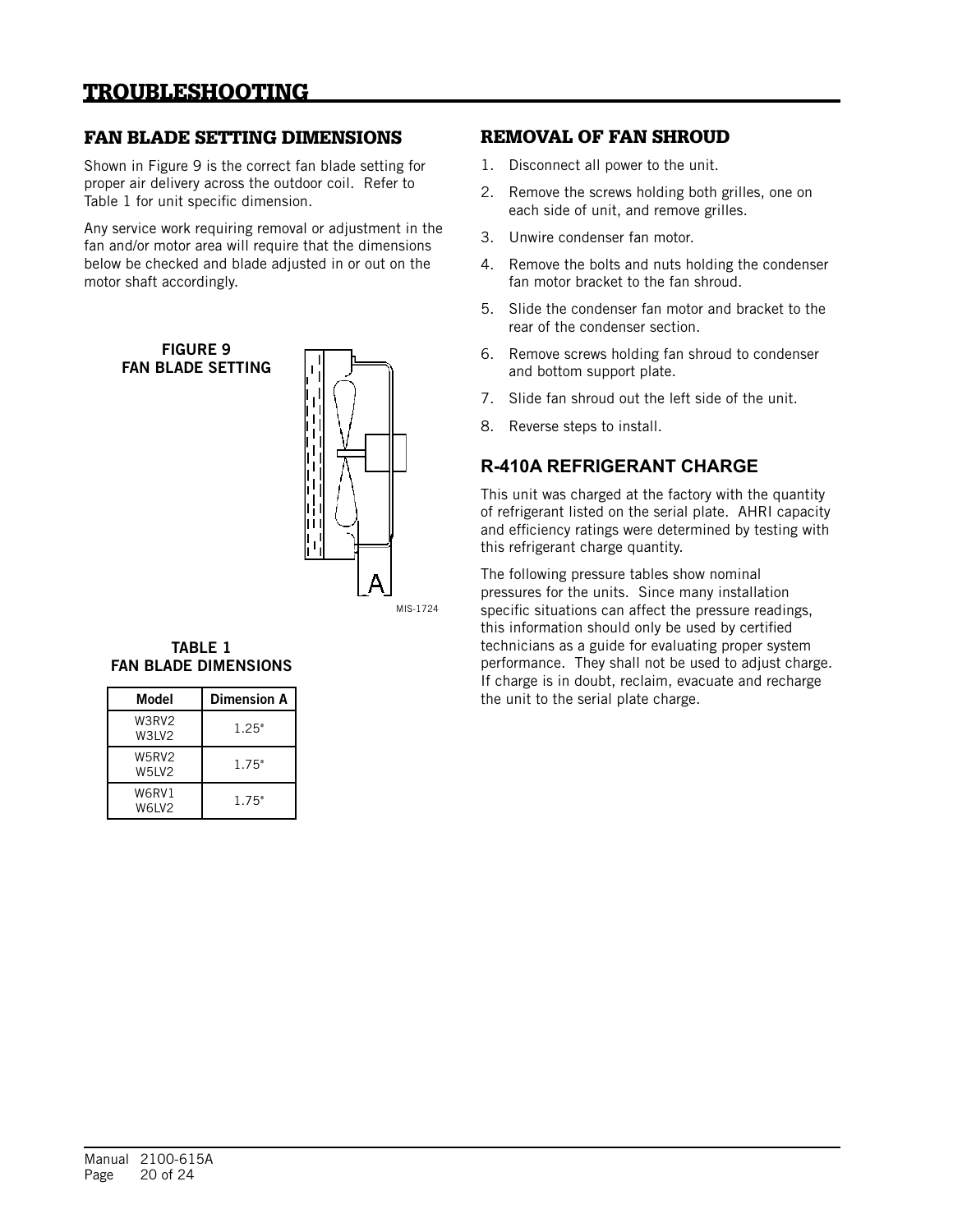# TROUBLESHOOTING

## FAN BLADE SETTING DIMENSIONS

Shown in Figure 9 is the correct fan blade setting for proper air delivery across the outdoor coil. Refer to Table 1 for unit specific dimension.

Any service work requiring removal or adjustment in the fan and/or motor area will require that the dimensions below be checked and blade adjusted in or out on the motor shaft accordingly.

**FIGURE 9**
**FAN BLADE SETTING**

MIS-1724

**TABLE 1**
**FAN BLADE DIMENSIONS**

| Model | Dimension A |
|---|---|
| W3RV2<br>W3LV2 | 1.25" |
| W5RV2<br>W5LV2 | 1.75" |
| W6RV1<br>W6LV2 | 1.75" |

## REMOVAL OF FAN SHROUD

1. Disconnect all power to the unit.
2. Remove the screws holding both grilles, one on each side of unit, and remove grilles.
3. Unwire condenser fan motor.
4. Remove the bolts and nuts holding the condenser fan motor bracket to the fan shroud.
5. Slide the condenser fan motor and bracket to the rear of the condenser section.
6. Remove screws holding fan shroud to condenser and bottom support plate.
7. Slide fan shroud out the left side of the unit.
8. Reverse steps to install.

## R-410A REFRIGERANT CHARGE

This unit was charged at the factory with the quantity of refrigerant listed on the serial plate. AHRI capacity and efficiency ratings were determined by testing with this refrigerant charge quantity.

The following pressure tables show nominal pressures for the units. Since many installation specific situations can affect the pressure readings, this information should only be used by certified technicians as a guide for evaluating proper system performance. They shall not be used to adjust charge. If charge is in doubt, reclaim, evacuate and recharge the unit to the serial plate charge.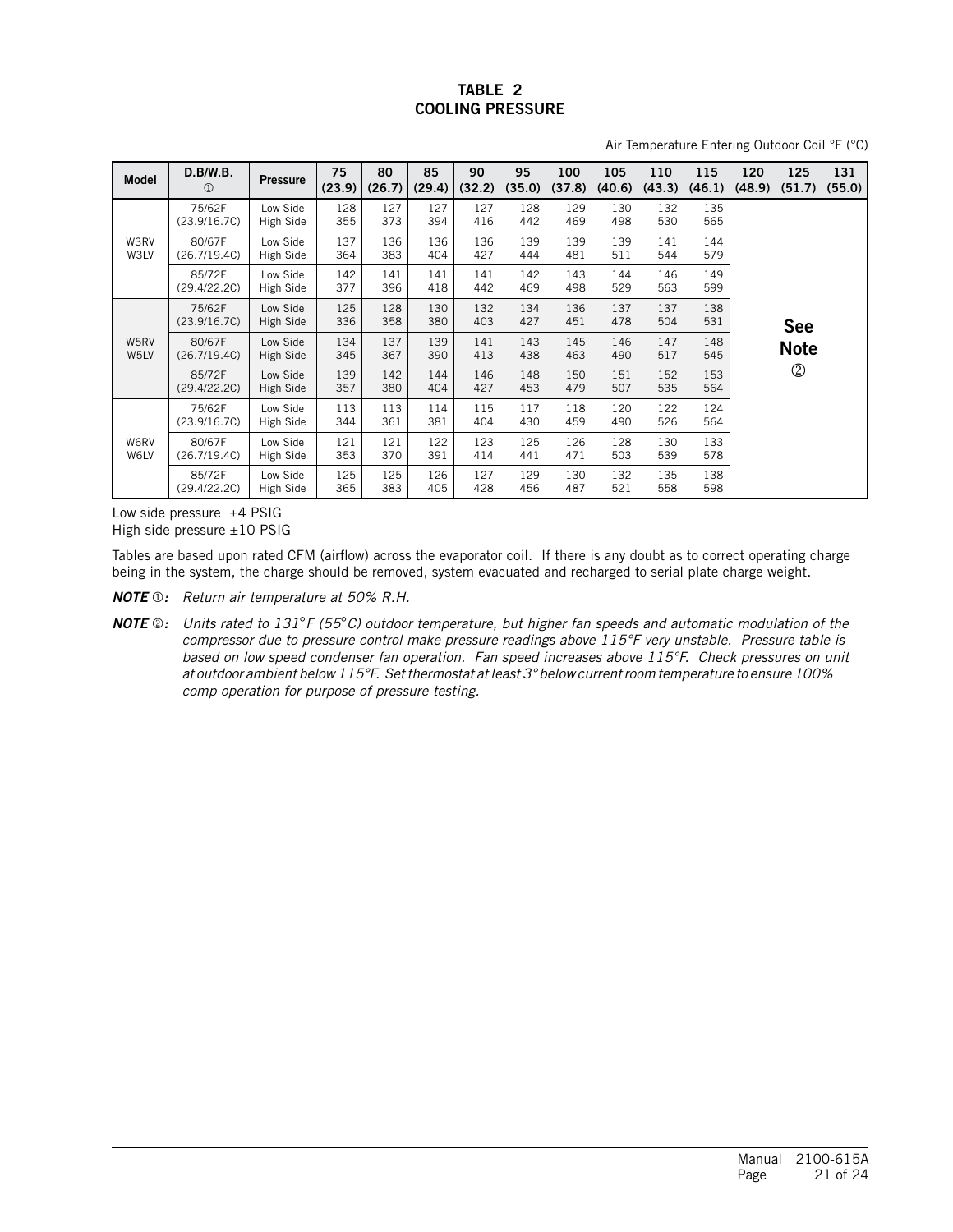## TABLE 2
## COOLING PRESSURE

Air Temperature Entering Outdoor Coil °F (°C)

| Model | D.B/W.B. ① | Pressure | 75 (23.9) | 80 (26.7) | 85 (29.4) | 90 (32.2) | 95 (35.0) | 100 (37.8) | 105 (40.6) | 110 (43.3) | 115 (46.1) | 120 (48.9) | 125 (51.7) | 131 (55.0) |
|---|---|---|---|---|---|---|---|---|---|---|---|---|---|---|
| W3RV W3LV | 75/62F (23.9/16.7C) | Low Side | 128 | 127 | 127 | 127 | 128 | 129 | 130 | 132 | 135 | See Note ② | | |
| | | High Side | 355 | 373 | 394 | 416 | 442 | 469 | 498 | 530 | 565 | | | |
| | 80/67F (26.7/19.4C) | Low Side | 137 | 136 | 136 | 136 | 139 | 139 | 139 | 141 | 144 | | | |
| | | High Side | 364 | 383 | 404 | 427 | 444 | 481 | 511 | 544 | 579 | | | |
| | 85/72F (29.4/22.2C) | Low Side | 142 | 141 | 141 | 141 | 142 | 143 | 144 | 146 | 149 | | | |
| | | High Side | 377 | 396 | 418 | 442 | 469 | 498 | 529 | 563 | 599 | | | |
| W5RV W5LV | 75/62F (23.9/16.7C) | Low Side | 125 | 128 | 130 | 132 | 134 | 136 | 137 | 137 | 138 | | | |
| | | High Side | 336 | 358 | 380 | 403 | 427 | 451 | 478 | 504 | 531 | | | |
| | 80/67F (26.7/19.4C) | Low Side | 134 | 137 | 139 | 141 | 143 | 145 | 146 | 147 | 148 | | | |
| | | High Side | 345 | 367 | 390 | 413 | 438 | 463 | 490 | 517 | 545 | | | |
| | 85/72F (29.4/22.2C) | Low Side | 139 | 142 | 144 | 146 | 148 | 150 | 151 | 152 | 153 | | | |
| | | High Side | 357 | 380 | 404 | 427 | 453 | 479 | 507 | 535 | 564 | | | |
| W6RV W6LV | 75/62F (23.9/16.7C) | Low Side | 113 | 113 | 114 | 115 | 117 | 118 | 120 | 122 | 124 | | | |
| | | High Side | 344 | 361 | 381 | 404 | 430 | 459 | 490 | 526 | 564 | | | |
| | 80/67F (26.7/19.4C) | Low Side | 121 | 121 | 122 | 123 | 125 | 126 | 128 | 130 | 133 | | | |
| | | High Side | 353 | 370 | 391 | 414 | 441 | 471 | 503 | 539 | 578 | | | |
| | 85/72F (29.4/22.2C) | Low Side | 125 | 125 | 126 | 127 | 129 | 130 | 132 | 135 | 138 | | | |
| | | High Side | 365 | 383 | 405 | 428 | 456 | 487 | 521 | 558 | 598 | | | |

Low side pressure ±4 PSIG
High side pressure ±10 PSIG

Tables are based upon rated CFM (airflow) across the evaporator coil. If there is any doubt as to correct operating charge being in the system, the charge should be removed, system evacuated and recharged to serial plate charge weight.

***NOTE ①:*** *Return air temperature at 50% R.H.*

***NOTE ②:*** *Units rated to 131°F (55°C) outdoor temperature, but higher fan speeds and automatic modulation of the compressor due to pressure control make pressure readings above 115°F very unstable. Pressure table is based on low speed condenser fan operation. Fan speed increases above 115°F. Check pressures on unit at outdoor ambient below 115°F. Set thermostat at least 3° below current room temperature to ensure 100% comp operation for purpose of pressure testing.*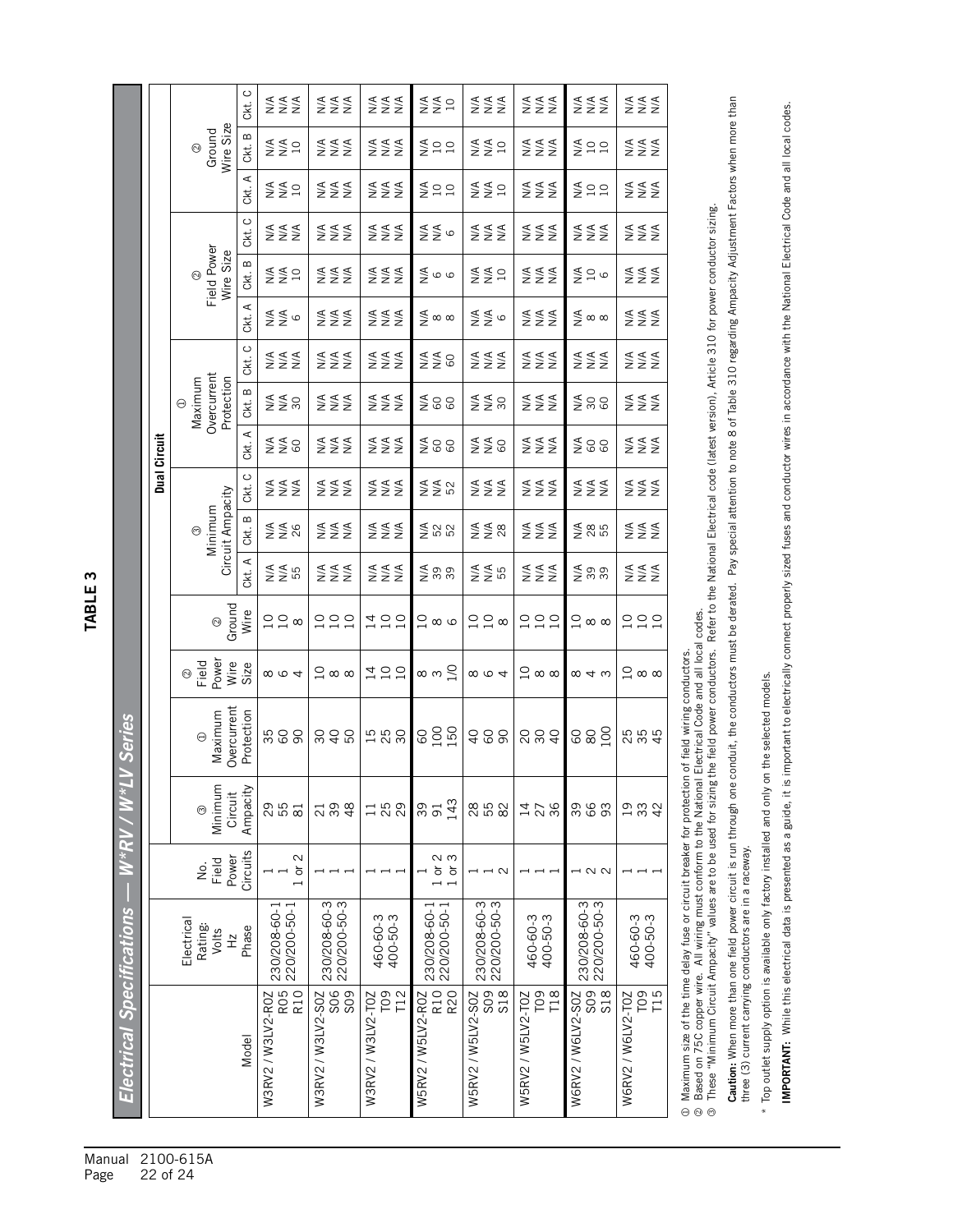# TABLE 3

## Electrical Specifications — W*RV / W*LV Series

| Model | Electrical Rating: Volts Hz Phase | No. Field Power Circuits | ③ Minimum Circuit Ampacity | ① Maximum Overcurrent Protection | ② Field Power Wire Size | ② Ground Wire | Dual Circuit | | | | | | | | | | | |
|---|---|---|---|---|---|---|---|---|---|---|---|---|---|---|---|---|---|---|
| | | | | | | | ③ Minimum Circuit Ampacity | | | ① Maximum Overcurrent Protection | | | ② Field Power Wire Size | | | ② Ground Wire Size | | |
| | | | | | | | Ckt. A | Ckt. B | Ckt. C | Ckt. A | Ckt. B | Ckt. C | Ckt. A | Ckt. B | Ckt. C | Ckt. A | Ckt. B | Ckt. C |
| W3RV2 / W3LV2-R0Z | 230/208-60-1 220/200-50-1 | 1 | 29 | 35 | 8 | 10 | N/A | N/A | N/A | N/A | N/A | N/A | N/A | N/A | N/A | N/A | N/A | N/A |
| R05 | | 1 | 55 | 60 | 6 | 10 | N/A | N/A | N/A | N/A | N/A | N/A | N/A | N/A | N/A | N/A | N/A | N/A |
| R10 | | 1 or 2 | 81 | 90 | 4 | 8 | 55 | 26 | N/A | 60 | 30 | N/A | 6 | 10 | N/A | 10 | 10 | N/A |
| W3RV2 / W3LV2-S0Z | 230/208-60-3 220/200-50-3 | 1 | 21 | 30 | 10 | 10 | N/A | N/A | N/A | N/A | N/A | N/A | N/A | N/A | N/A | N/A | N/A | N/A |
| S06 | | 1 | 39 | 40 | 8 | 10 | N/A | N/A | N/A | N/A | N/A | N/A | N/A | N/A | N/A | N/A | N/A | N/A |
| S09 | | 1 | 48 | 50 | 8 | 10 | N/A | N/A | N/A | N/A | N/A | N/A | N/A | N/A | N/A | N/A | N/A | N/A |
| W3RV2 / W3LV2-T0Z | 460-60-3 400-50-3 | 1 | 11 | 15 | 14 | 14 | N/A | N/A | N/A | N/A | N/A | N/A | N/A | N/A | N/A | N/A | N/A | N/A |
| T09 | | 1 | 25 | 25 | 10 | 10 | N/A | N/A | N/A | N/A | N/A | N/A | N/A | N/A | N/A | N/A | N/A | N/A |
| T12 | | 1 | 29 | 30 | 10 | 10 | N/A | N/A | N/A | N/A | N/A | N/A | N/A | N/A | N/A | N/A | N/A | N/A |
| W5RV2 / W5LV2-R0Z | 230/208-60-1 220/200-50-1 | 1 | 39 | 60 | 8 | 10 | N/A | N/A | N/A | N/A | N/A | N/A | N/A | N/A | N/A | N/A | N/A | N/A |
| R10 | | 1 or 2 | 91 | 100 | 3 | 8 | 39 | 52 | N/A | 60 | 60 | N/A | 8 | 6 | N/A | 10 | 10 | N/A |
| R20 | | 1 or 3 | 143 | 150 | 1/0 | 6 | 39 | 52 | 52 | 60 | 60 | 60 | 8 | 6 | 6 | 10 | 10 | 10 |
| W5RV2 / W5LV2-S0Z | 230/208-60-3 220/200-50-3 | 1 | 28 | 40 | 8 | 10 | N/A | N/A | N/A | N/A | N/A | N/A | N/A | N/A | N/A | N/A | N/A | N/A |
| S09 | | 1 | 55 | 60 | 6 | 10 | N/A | N/A | N/A | N/A | N/A | N/A | N/A | N/A | N/A | N/A | N/A | N/A |
| S18 | | 2 | 82 | 90 | 4 | 8 | 55 | 28 | N/A | 60 | 30 | N/A | 6 | 10 | N/A | 10 | 10 | N/A |
| W5RV2 / W5LV2-T0Z | 460-60-3 400-50-3 | 1 | 14 | 20 | 10 | 10 | N/A | N/A | N/A | N/A | N/A | N/A | N/A | N/A | N/A | N/A | N/A | N/A |
| T09 | | 1 | 27 | 30 | 8 | 10 | N/A | N/A | N/A | N/A | N/A | N/A | N/A | N/A | N/A | N/A | N/A | N/A |
| T18 | | 1 | 36 | 40 | 8 | 10 | N/A | N/A | N/A | N/A | N/A | N/A | N/A | N/A | N/A | N/A | N/A | N/A |
| W6RV2 / W6LV2-S0Z | 230/208-60-3 220/200-50-3 | 1 | 39 | 60 | 8 | 10 | N/A | N/A | N/A | N/A | N/A | N/A | N/A | N/A | N/A | N/A | N/A | N/A |
| S09 | | 2 | 66 | 80 | 4 | 8 | 39 | 28 | N/A | 60 | 30 | N/A | 8 | 10 | N/A | 10 | 10 | N/A |
| S18 | | 2 | 93 | 100 | 3 | 8 | 39 | 55 | N/A | 60 | 60 | N/A | 8 | 6 | N/A | 10 | 10 | N/A |
| W6RV2 / W6LV2-T0Z | 460-60-3 400-50-3 | 1 | 19 | 25 | 10 | 10 | N/A | N/A | N/A | N/A | N/A | N/A | N/A | N/A | N/A | N/A | N/A | N/A |
| T09 | | 1 | 33 | 35 | 8 | 10 | N/A | N/A | N/A | N/A | N/A | N/A | N/A | N/A | N/A | N/A | N/A | N/A |
| T15 | | 1 | 42 | 45 | 8 | 10 | N/A | N/A | N/A | N/A | N/A | N/A | N/A | N/A | N/A | N/A | N/A | N/A |

① Maximum size of the time delay fuse or circuit breaker for protection of field wiring conductors.
② Based on 75C copper wire. All wiring must conform to the National Electrical Code and all local codes.
③ These "Minimum Circuit Ampacity" values are to be used for sizing the field power conductors. Refer to the National Electrical code (latest version), Article 310 for power conductor sizing.

**Caution:** When more than one field power circuit is run through one conduit, the conductors must be derated. Pay special attention to note 8 of Table 310 regarding Ampacity Adjustment Factors when more than three (3) current carrying conductors are in a raceway.

\* Top outlet supply option is available only factory installed and only on the selected models.

**IMPORTANT:** While this electrical data is presented as a guide, it is important to electrically connect properly sized fuses and conductor wires in accordance with the National Electrical Code and all local codes.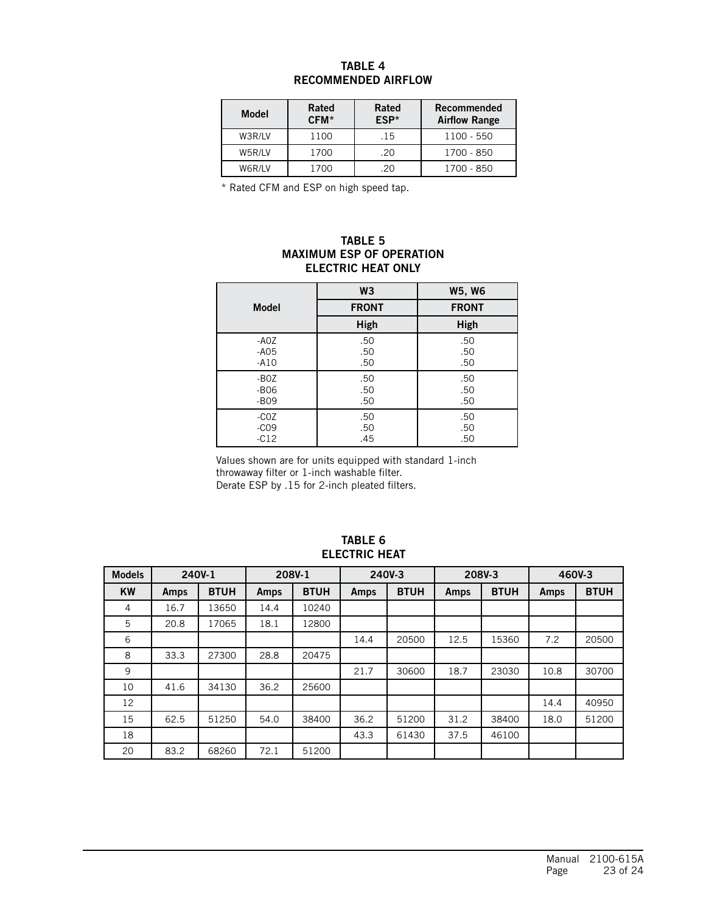## TABLE 4
## RECOMMENDED AIRFLOW

| Model | Rated CFM* | Rated ESP* | Recommended Airflow Range |
|---|---|---|---|
| W3R/LV | 1100 | .15 | 1100 - 550 |
| W5R/LV | 1700 | .20 | 1700 - 850 |
| W6R/LV | 1700 | .20 | 1700 - 850 |

* Rated CFM and ESP on high speed tap.

## TABLE 5
## MAXIMUM ESP OF OPERATION
## ELECTRIC HEAT ONLY

| Model | W3 | W5, W6 |
|---|---|---|
| | FRONT | FRONT |
| | High | High |
| -A0Z<br>-A05<br>-A10 | .50<br>.50<br>.50 | .50<br>.50<br>.50 |
| -B0Z<br>-B06<br>-B09 | .50<br>.50<br>.50 | .50<br>.50<br>.50 |
| -C0Z<br>-C09<br>-C12 | .50<br>.50<br>.45 | .50<br>.50<br>.50 |

Values shown are for units equipped with standard 1-inch throwaway filter or 1-inch washable filter.
Derate ESP by .15 for 2-inch pleated filters.

## TABLE 6
## ELECTRIC HEAT

| Models | 240V-1 | | 208V-1 | | 240V-3 | | 208V-3 | | 460V-3 | |
|---|---|---|---|---|---|---|---|---|---|---|
| KW | Amps | BTUH | Amps | BTUH | Amps | BTUH | Amps | BTUH | Amps | BTUH |
| 4 | 16.7 | 13650 | 14.4 | 10240 | | | | | | |
| 5 | 20.8 | 17065 | 18.1 | 12800 | | | | | | |
| 6 | | | | | 14.4 | 20500 | 12.5 | 15360 | 7.2 | 20500 |
| 8 | 33.3 | 27300 | 28.8 | 20475 | | | | | | |
| 9 | | | | | 21.7 | 30600 | 18.7 | 23030 | 10.8 | 30700 |
| 10 | 41.6 | 34130 | 36.2 | 25600 | | | | | | |
| 12 | | | | | | | | | 14.4 | 40950 |
| 15 | 62.5 | 51250 | 54.0 | 38400 | 36.2 | 51200 | 31.2 | 38400 | 18.0 | 51200 |
| 18 | | | | | 43.3 | 61430 | 37.5 | 46100 | | |
| 20 | 83.2 | 68260 | 72.1 | 51200 | | | | | | |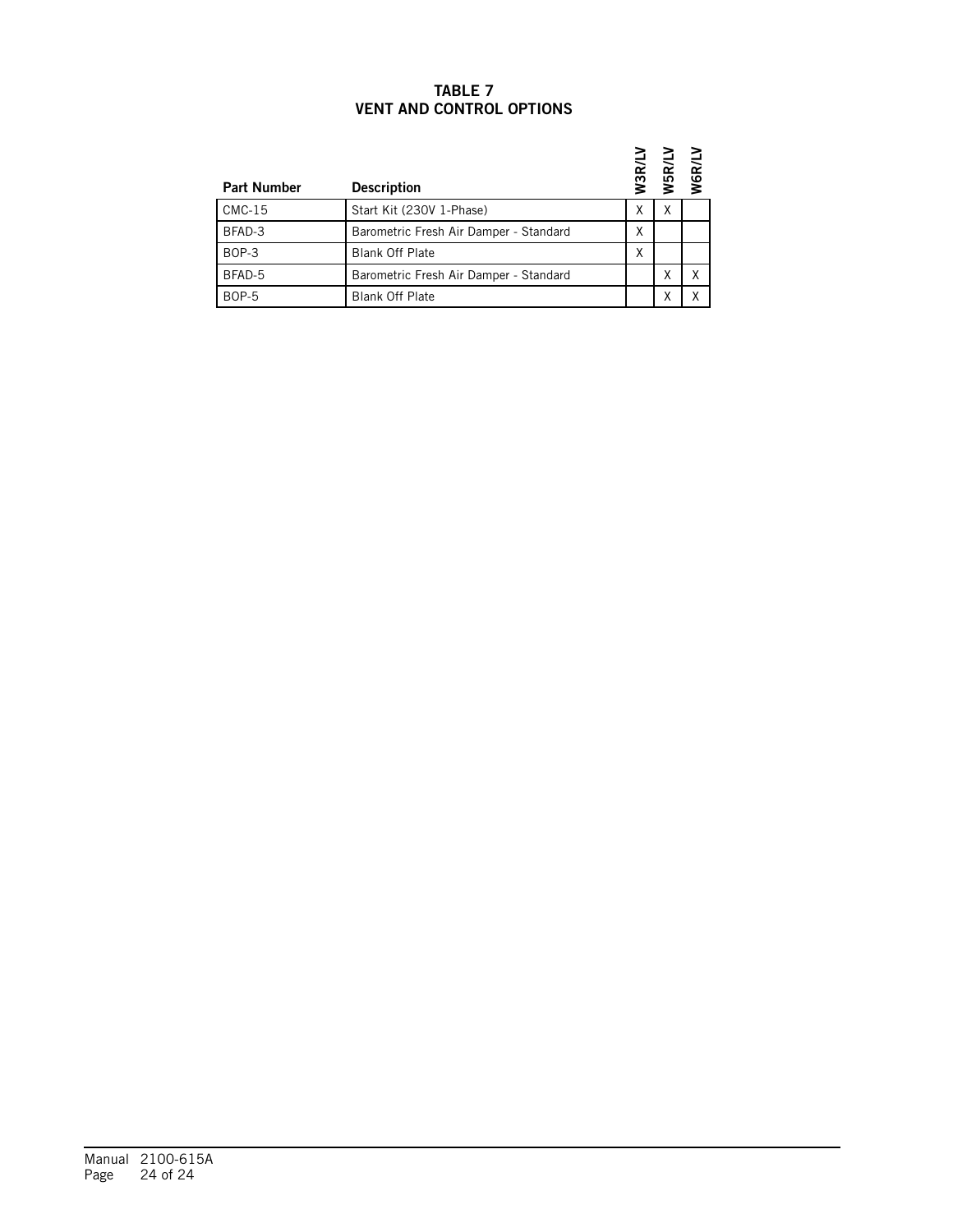**TABLE 7**
**VENT AND CONTROL OPTIONS**

| Part Number | Description | W3R/LV | W5R/LV | W6R/LV |
|---|---|---|---|---|
| CMC-15 | Start Kit (230V 1-Phase) | X | X | |
| BFAD-3 | Barometric Fresh Air Damper - Standard | X | | |
| BOP-3 | Blank Off Plate | X | | |
| BFAD-5 | Barometric Fresh Air Damper - Standard | | X | X |
| BOP-5 | Blank Off Plate | | X | X |